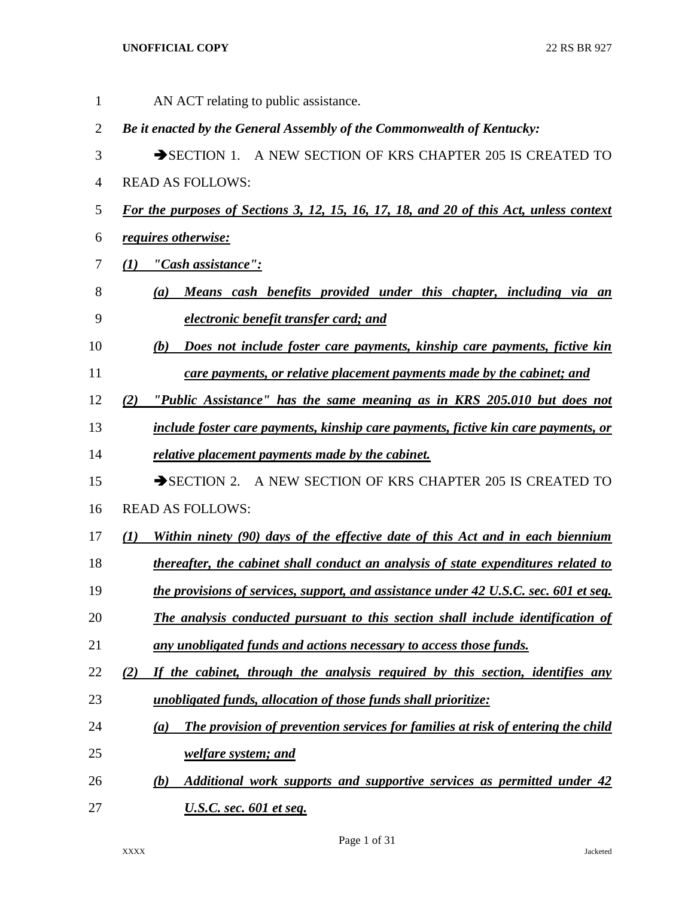AN ACT relating to public assistance.

***Be it enacted by the General Assembly of the Commonwealth of Kentucky:***

➔SECTION 1. A NEW SECTION OF KRS CHAPTER 205 IS CREATED TO READ AS FOLLOWS:

***For the purposes of Sections 3, 12, 15, 16, 17, 18, and 20 of this Act, unless context requires otherwise:***

***(1) "Cash assistance":***

***(a) Means cash benefits provided under this chapter, including via an electronic benefit transfer card; and***

***(b) Does not include foster care payments, kinship care payments, fictive kin care payments, or relative placement payments made by the cabinet; and***

***(2) "Public Assistance" has the same meaning as in KRS 205.010 but does not include foster care payments, kinship care payments, fictive kin care payments, or relative placement payments made by the cabinet.***

➔SECTION 2. A NEW SECTION OF KRS CHAPTER 205 IS CREATED TO READ AS FOLLOWS:

***(1) Within ninety (90) days of the effective date of this Act and in each biennium thereafter, the cabinet shall conduct an analysis of state expenditures related to the provisions of services, support, and assistance under 42 U.S.C. sec. 601 et seq. The analysis conducted pursuant to this section shall include identification of any unobligated funds and actions necessary to access those funds.***

***(2) If the cabinet, through the analysis required by this section, identifies any unobligated funds, allocation of those funds shall prioritize:***

***(a) The provision of prevention services for families at risk of entering the child welfare system; and***

***(b) Additional work supports and supportive services as permitted under 42 U.S.C. sec. 601 et seq.***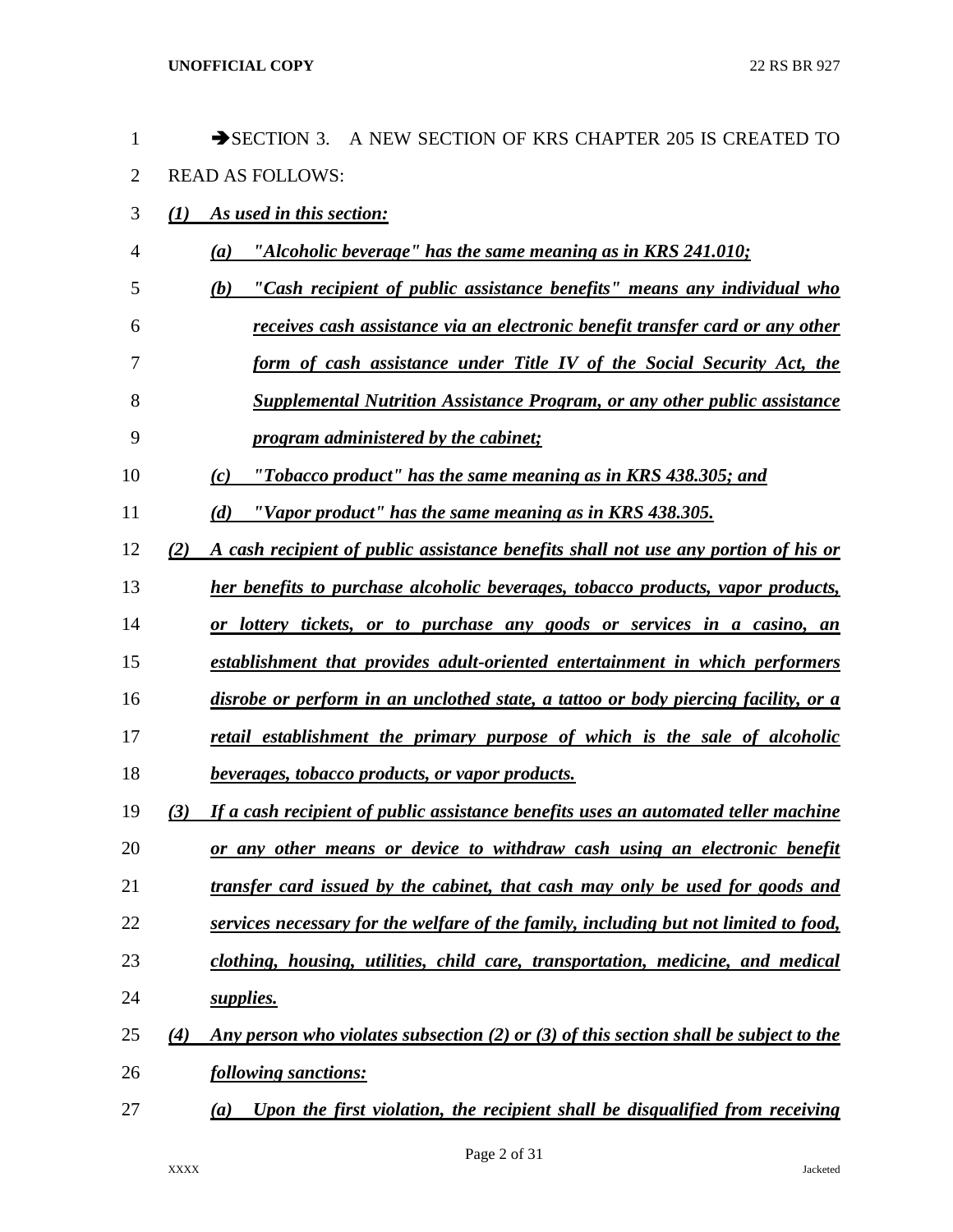➔SECTION 3. A NEW SECTION OF KRS CHAPTER 205 IS CREATED TO READ AS FOLLOWS:

***(1) As used in this section:***

***(a) "Alcoholic beverage" has the same meaning as in KRS 241.010;***

***(b) "Cash recipient of public assistance benefits" means any individual who receives cash assistance via an electronic benefit transfer card or any other form of cash assistance under Title IV of the Social Security Act, the Supplemental Nutrition Assistance Program, or any other public assistance program administered by the cabinet;***

***(c) "Tobacco product" has the same meaning as in KRS 438.305; and***

***(d) "Vapor product" has the same meaning as in KRS 438.305.***

***(2) A cash recipient of public assistance benefits shall not use any portion of his or her benefits to purchase alcoholic beverages, tobacco products, vapor products, or lottery tickets, or to purchase any goods or services in a casino, an establishment that provides adult-oriented entertainment in which performers disrobe or perform in an unclothed state, a tattoo or body piercing facility, or a retail establishment the primary purpose of which is the sale of alcoholic beverages, tobacco products, or vapor products.***

***(3) If a cash recipient of public assistance benefits uses an automated teller machine or any other means or device to withdraw cash using an electronic benefit transfer card issued by the cabinet, that cash may only be used for goods and services necessary for the welfare of the family, including but not limited to food, clothing, housing, utilities, child care, transportation, medicine, and medical supplies.***

***(4) Any person who violates subsection (2) or (3) of this section shall be subject to the following sanctions:***

***(a) Upon the first violation, the recipient shall be disqualified from receiving***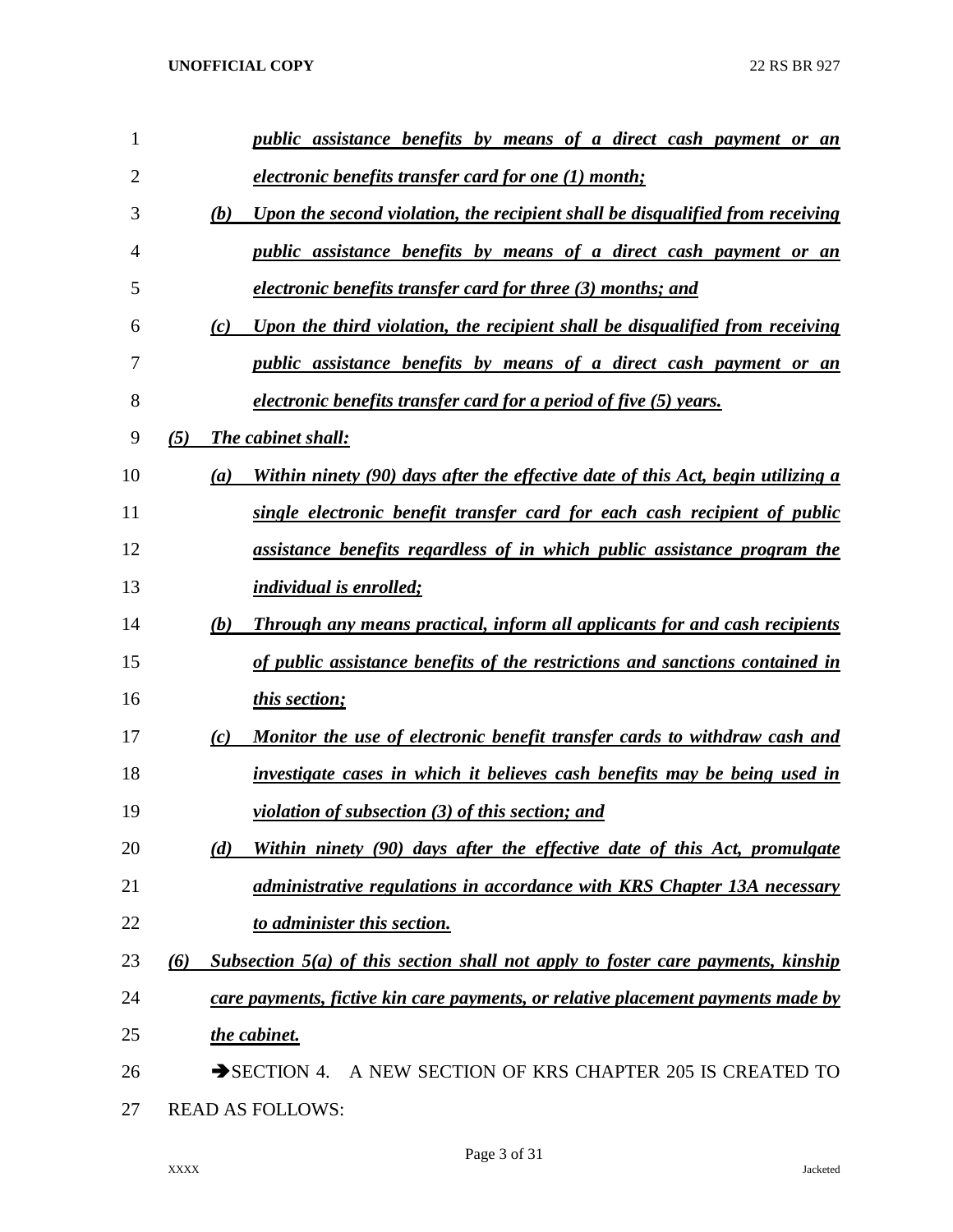*public assistance benefits by means of a direct cash payment or an electronic benefits transfer card for one (1) month;*

*(b) Upon the second violation, the recipient shall be disqualified from receiving public assistance benefits by means of a direct cash payment or an electronic benefits transfer card for three (3) months; and*

*(c) Upon the third violation, the recipient shall be disqualified from receiving public assistance benefits by means of a direct cash payment or an electronic benefits transfer card for a period of five (5) years.*

*(5) The cabinet shall:*

*(a) Within ninety (90) days after the effective date of this Act, begin utilizing a single electronic benefit transfer card for each cash recipient of public assistance benefits regardless of in which public assistance program the individual is enrolled;*

*(b) Through any means practical, inform all applicants for and cash recipients of public assistance benefits of the restrictions and sanctions contained in this section;*

*(c) Monitor the use of electronic benefit transfer cards to withdraw cash and investigate cases in which it believes cash benefits may be being used in violation of subsection (3) of this section; and*

*(d) Within ninety (90) days after the effective date of this Act, promulgate administrative regulations in accordance with KRS Chapter 13A necessary to administer this section.*

*(6) Subsection 5(a) of this section shall not apply to foster care payments, kinship care payments, fictive kin care payments, or relative placement payments made by the cabinet.*

➔SECTION 4. A NEW SECTION OF KRS CHAPTER 205 IS CREATED TO READ AS FOLLOWS: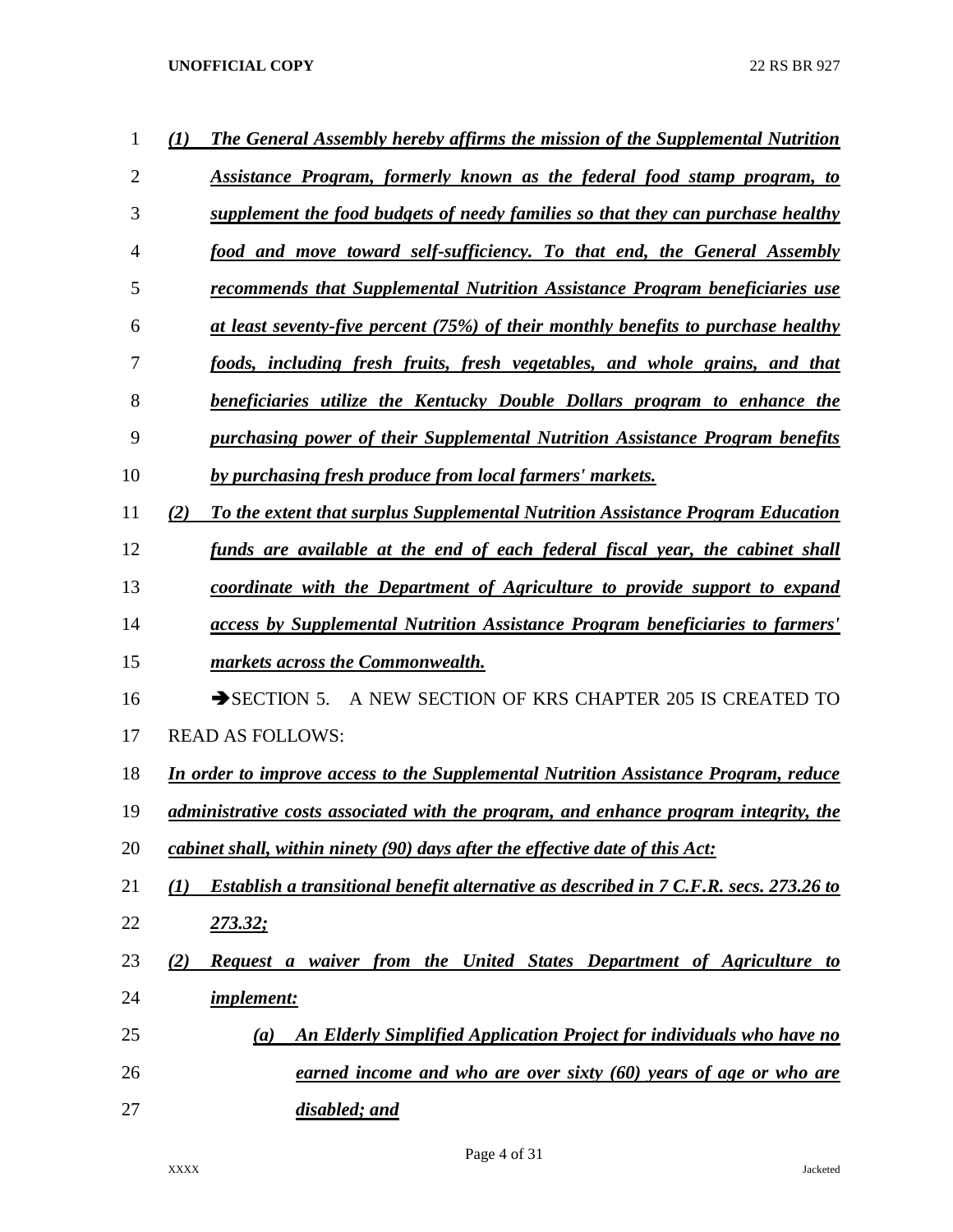*(1) The General Assembly hereby affirms the mission of the Supplemental Nutrition Assistance Program, formerly known as the federal food stamp program, to supplement the food budgets of needy families so that they can purchase healthy food and move toward self-sufficiency. To that end, the General Assembly recommends that Supplemental Nutrition Assistance Program beneficiaries use at least seventy-five percent (75%) of their monthly benefits to purchase healthy foods, including fresh fruits, fresh vegetables, and whole grains, and that beneficiaries utilize the Kentucky Double Dollars program to enhance the purchasing power of their Supplemental Nutrition Assistance Program benefits by purchasing fresh produce from local farmers' markets.*

*(2) To the extent that surplus Supplemental Nutrition Assistance Program Education funds are available at the end of each federal fiscal year, the cabinet shall coordinate with the Department of Agriculture to provide support to expand access by Supplemental Nutrition Assistance Program beneficiaries to farmers' markets across the Commonwealth.*

➔SECTION 5. A NEW SECTION OF KRS CHAPTER 205 IS CREATED TO READ AS FOLLOWS:

*In order to improve access to the Supplemental Nutrition Assistance Program, reduce administrative costs associated with the program, and enhance program integrity, the cabinet shall, within ninety (90) days after the effective date of this Act:*

*(1) Establish a transitional benefit alternative as described in 7 C.F.R. secs. 273.26 to 273.32;*

*(2) Request a waiver from the United States Department of Agriculture to implement:*

*(a) An Elderly Simplified Application Project for individuals who have no earned income and who are over sixty (60) years of age or who are disabled; and*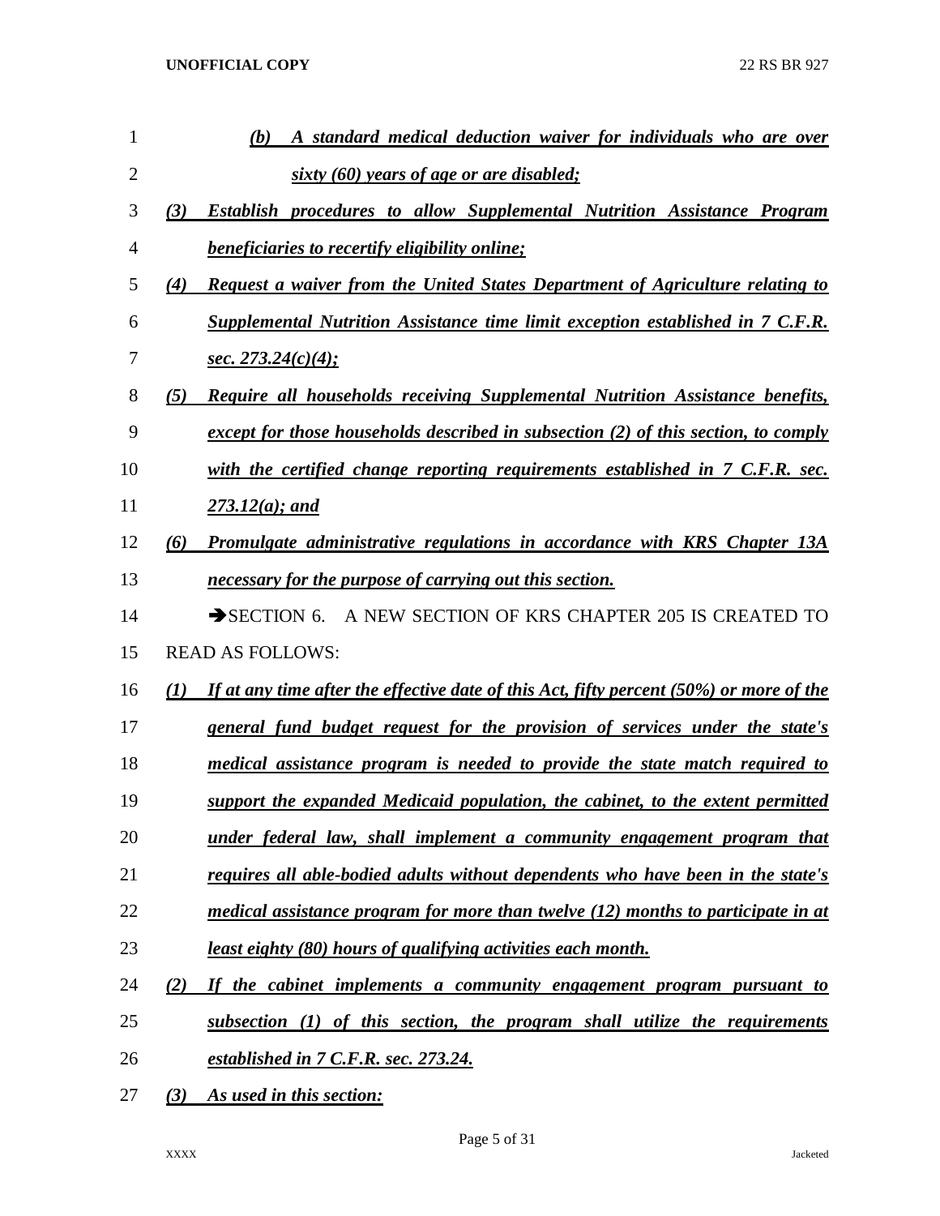*(b) A standard medical deduction waiver for individuals who are over sixty (60) years of age or are disabled;*

*(3) Establish procedures to allow Supplemental Nutrition Assistance Program beneficiaries to recertify eligibility online;*

*(4) Request a waiver from the United States Department of Agriculture relating to Supplemental Nutrition Assistance time limit exception established in 7 C.F.R. sec. 273.24(c)(4);*

*(5) Require all households receiving Supplemental Nutrition Assistance benefits, except for those households described in subsection (2) of this section, to comply with the certified change reporting requirements established in 7 C.F.R. sec. 273.12(a); and*

*(6) Promulgate administrative regulations in accordance with KRS Chapter 13A necessary for the purpose of carrying out this section.*

➔SECTION 6. A NEW SECTION OF KRS CHAPTER 205 IS CREATED TO READ AS FOLLOWS:

*(1) If at any time after the effective date of this Act, fifty percent (50%) or more of the general fund budget request for the provision of services under the state's medical assistance program is needed to provide the state match required to support the expanded Medicaid population, the cabinet, to the extent permitted under federal law, shall implement a community engagement program that requires all able-bodied adults without dependents who have been in the state's medical assistance program for more than twelve (12) months to participate in at least eighty (80) hours of qualifying activities each month.*

*(2) If the cabinet implements a community engagement program pursuant to subsection (1) of this section, the program shall utilize the requirements established in 7 C.F.R. sec. 273.24.*

*(3) As used in this section:*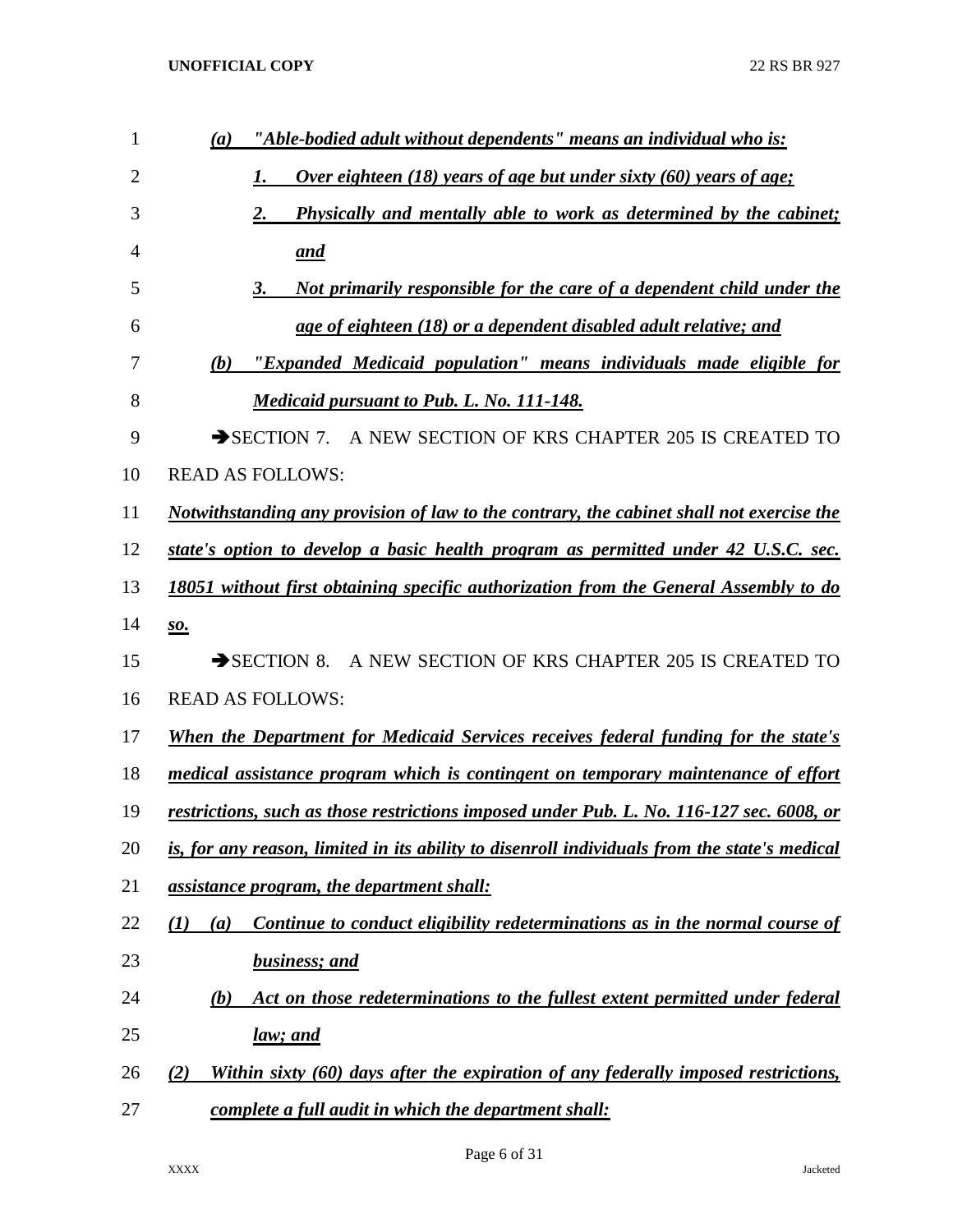*(a) "Able-bodied adult without dependents" means an individual who is:*

*1. Over eighteen (18) years of age but under sixty (60) years of age;*

*2. Physically and mentally able to work as determined by the cabinet; and*

*3. Not primarily responsible for the care of a dependent child under the age of eighteen (18) or a dependent disabled adult relative; and*

*(b) "Expanded Medicaid population" means individuals made eligible for Medicaid pursuant to Pub. L. No. 111-148.*

➔SECTION 7. A NEW SECTION OF KRS CHAPTER 205 IS CREATED TO READ AS FOLLOWS:

*Notwithstanding any provision of law to the contrary, the cabinet shall not exercise the state's option to develop a basic health program as permitted under 42 U.S.C. sec. 18051 without first obtaining specific authorization from the General Assembly to do so.*

➔SECTION 8. A NEW SECTION OF KRS CHAPTER 205 IS CREATED TO READ AS FOLLOWS:

*When the Department for Medicaid Services receives federal funding for the state's medical assistance program which is contingent on temporary maintenance of effort restrictions, such as those restrictions imposed under Pub. L. No. 116-127 sec. 6008, or is, for any reason, limited in its ability to disenroll individuals from the state's medical assistance program, the department shall:*

*(1) (a) Continue to conduct eligibility redeterminations as in the normal course of business; and*

*(b) Act on those redeterminations to the fullest extent permitted under federal law; and*

*(2) Within sixty (60) days after the expiration of any federally imposed restrictions, complete a full audit in which the department shall:*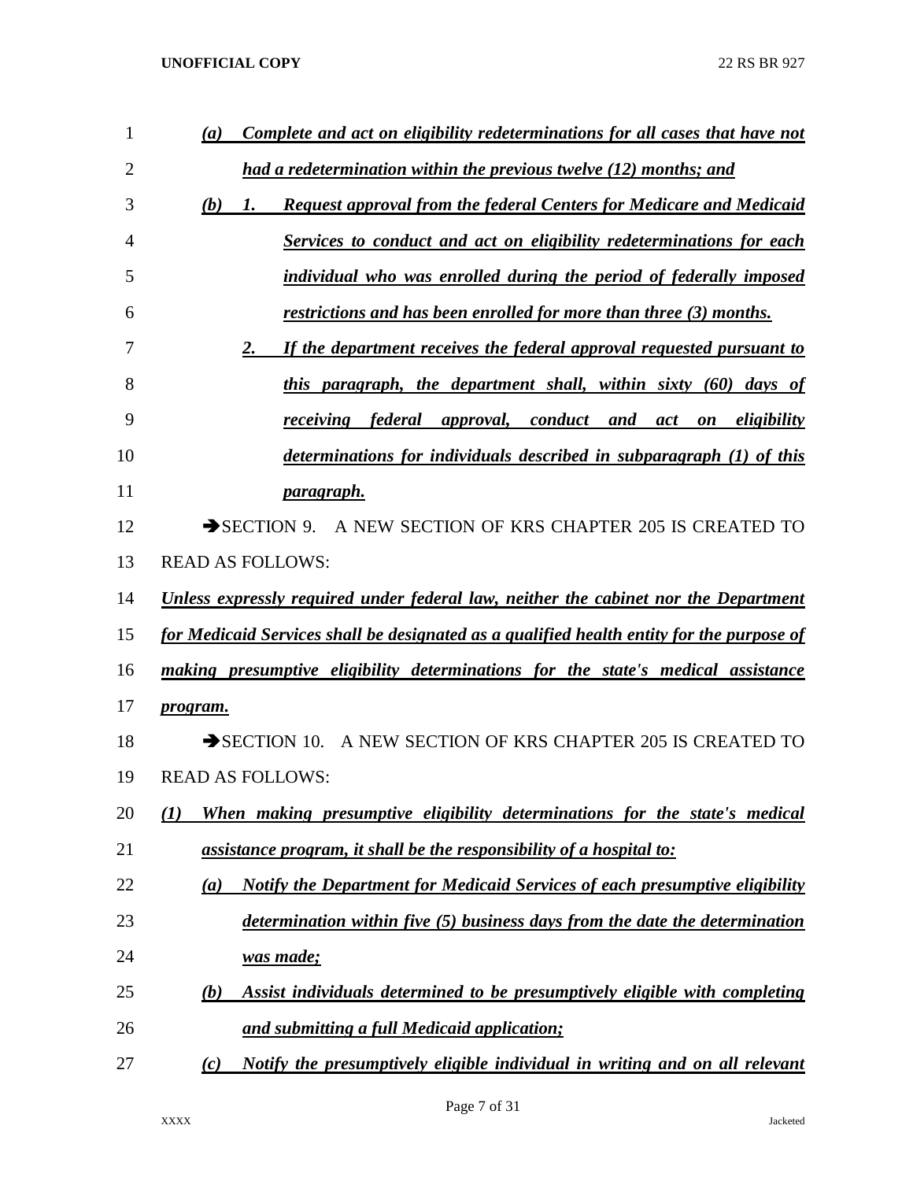*(a) Complete and act on eligibility redeterminations for all cases that have not had a redetermination within the previous twelve (12) months; and*

*(b) 1. Request approval from the federal Centers for Medicare and Medicaid Services to conduct and act on eligibility redeterminations for each individual who was enrolled during the period of federally imposed restrictions and has been enrolled for more than three (3) months.*

*2. If the department receives the federal approval requested pursuant to this paragraph, the department shall, within sixty (60) days of receiving federal approval, conduct and act on eligibility determinations for individuals described in subparagraph (1) of this paragraph.*

➔SECTION 9. A NEW SECTION OF KRS CHAPTER 205 IS CREATED TO READ AS FOLLOWS:

*Unless expressly required under federal law, neither the cabinet nor the Department for Medicaid Services shall be designated as a qualified health entity for the purpose of making presumptive eligibility determinations for the state's medical assistance program.*

➔SECTION 10. A NEW SECTION OF KRS CHAPTER 205 IS CREATED TO READ AS FOLLOWS:

*(1) When making presumptive eligibility determinations for the state's medical assistance program, it shall be the responsibility of a hospital to:*

*(a) Notify the Department for Medicaid Services of each presumptive eligibility determination within five (5) business days from the date the determination was made;*

*(b) Assist individuals determined to be presumptively eligible with completing and submitting a full Medicaid application;*

*(c) Notify the presumptively eligible individual in writing and on all relevant*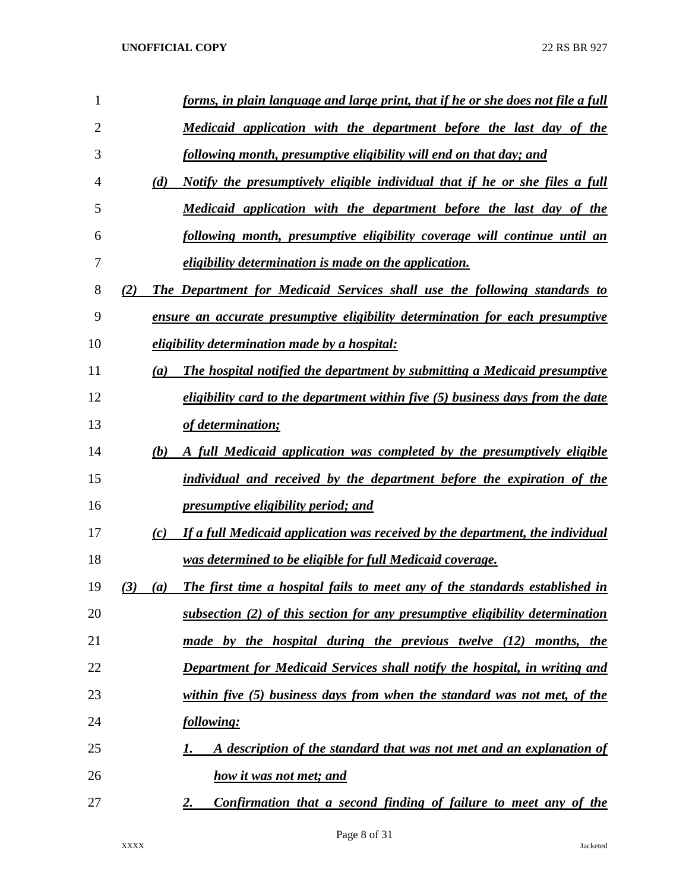*forms, in plain language and large print, that if he or she does not file a full Medicaid application with the department before the last day of the following month, presumptive eligibility will end on that day; and*

*(d) Notify the presumptively eligible individual that if he or she files a full Medicaid application with the department before the last day of the following month, presumptive eligibility coverage will continue until an eligibility determination is made on the application.*

*(2) The Department for Medicaid Services shall use the following standards to ensure an accurate presumptive eligibility determination for each presumptive eligibility determination made by a hospital:*

*(a) The hospital notified the department by submitting a Medicaid presumptive eligibility card to the department within five (5) business days from the date of determination;*

*(b) A full Medicaid application was completed by the presumptively eligible individual and received by the department before the expiration of the presumptive eligibility period; and*

*(c) If a full Medicaid application was received by the department, the individual was determined to be eligible for full Medicaid coverage.*

*(3) (a) The first time a hospital fails to meet any of the standards established in subsection (2) of this section for any presumptive eligibility determination made by the hospital during the previous twelve (12) months, the Department for Medicaid Services shall notify the hospital, in writing and within five (5) business days from when the standard was not met, of the following:*

*1. A description of the standard that was not met and an explanation of how it was not met; and*

*2. Confirmation that a second finding of failure to meet any of the*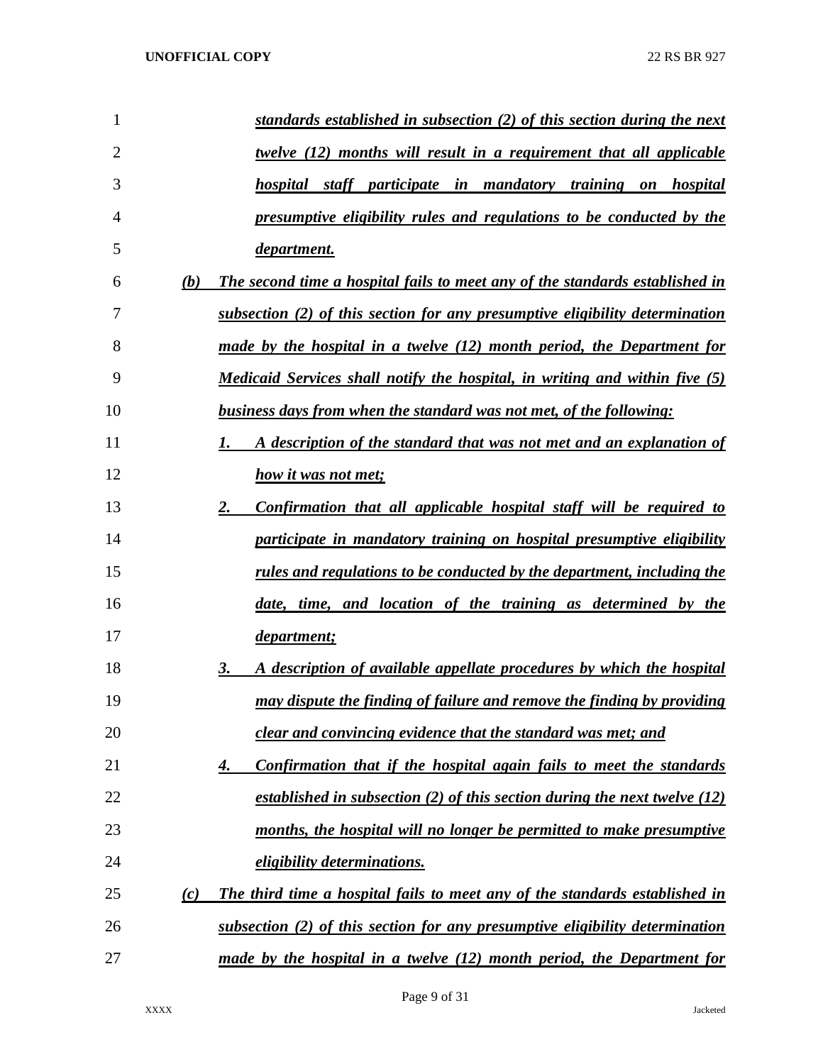*standards established in subsection (2) of this section during the next twelve (12) months will result in a requirement that all applicable hospital staff participate in mandatory training on hospital presumptive eligibility rules and regulations to be conducted by the department.*

*(b) The second time a hospital fails to meet any of the standards established in subsection (2) of this section for any presumptive eligibility determination made by the hospital in a twelve (12) month period, the Department for Medicaid Services shall notify the hospital, in writing and within five (5) business days from when the standard was not met, of the following:*

*1. A description of the standard that was not met and an explanation of how it was not met;*

*2. Confirmation that all applicable hospital staff will be required to participate in mandatory training on hospital presumptive eligibility rules and regulations to be conducted by the department, including the date, time, and location of the training as determined by the department;*

*3. A description of available appellate procedures by which the hospital may dispute the finding of failure and remove the finding by providing clear and convincing evidence that the standard was met; and*

*4. Confirmation that if the hospital again fails to meet the standards established in subsection (2) of this section during the next twelve (12) months, the hospital will no longer be permitted to make presumptive eligibility determinations.*

*(c) The third time a hospital fails to meet any of the standards established in subsection (2) of this section for any presumptive eligibility determination made by the hospital in a twelve (12) month period, the Department for*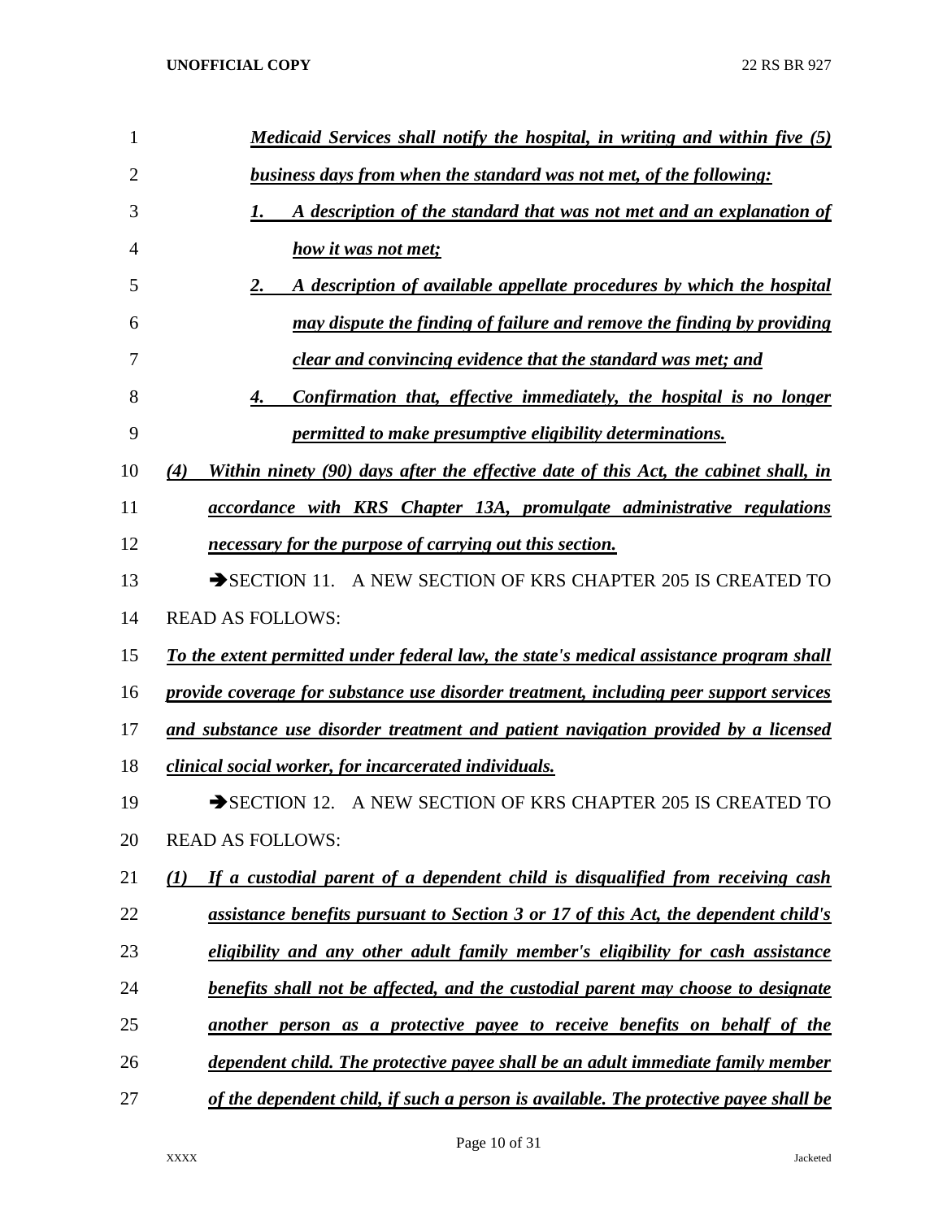*__Medicaid Services shall notify the hospital, in writing and within five (5) business days from when the standard was not met, of the following:__*

*__1. A description of the standard that was not met and an explanation of how it was not met;__*

*__2. A description of available appellate procedures by which the hospital may dispute the finding of failure and remove the finding by providing clear and convincing evidence that the standard was met; and__*

*__4. Confirmation that, effective immediately, the hospital is no longer permitted to make presumptive eligibility determinations.__*

*__(4) Within ninety (90) days after the effective date of this Act, the cabinet shall, in accordance with KRS Chapter 13A, promulgate administrative regulations necessary for the purpose of carrying out this section.__*

➔SECTION 11. A NEW SECTION OF KRS CHAPTER 205 IS CREATED TO READ AS FOLLOWS:

*__To the extent permitted under federal law, the state's medical assistance program shall provide coverage for substance use disorder treatment, including peer support services and substance use disorder treatment and patient navigation provided by a licensed clinical social worker, for incarcerated individuals.__*

➔SECTION 12. A NEW SECTION OF KRS CHAPTER 205 IS CREATED TO READ AS FOLLOWS:

*__(1) If a custodial parent of a dependent child is disqualified from receiving cash assistance benefits pursuant to Section 3 or 17 of this Act, the dependent child's eligibility and any other adult family member's eligibility for cash assistance benefits shall not be affected, and the custodial parent may choose to designate another person as a protective payee to receive benefits on behalf of the dependent child. The protective payee shall be an adult immediate family member of the dependent child, if such a person is available. The protective payee shall be__*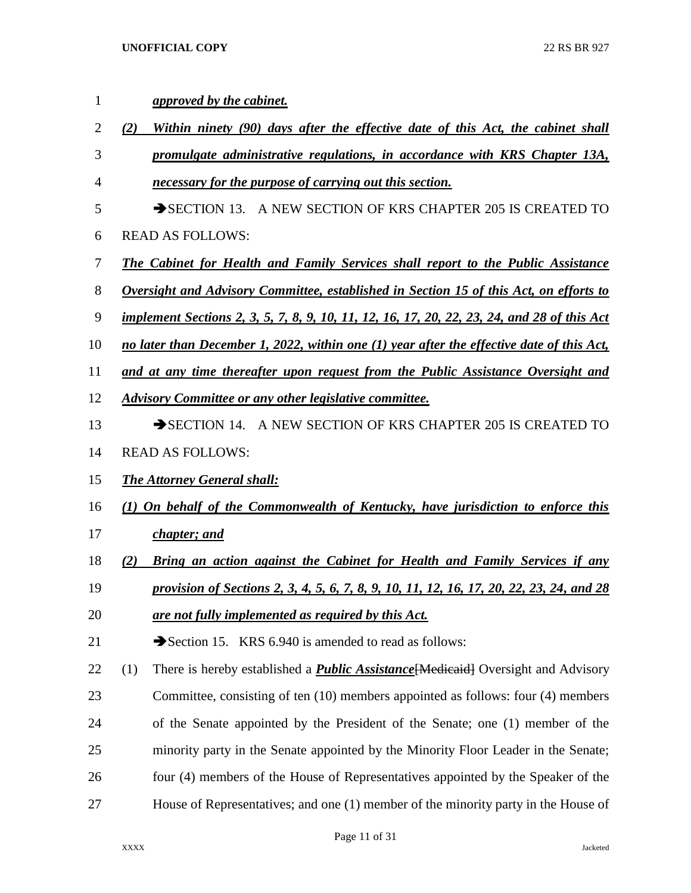***approved by the cabinet.***

***(2) Within ninety (90) days after the effective date of this Act, the cabinet shall promulgate administrative regulations, in accordance with KRS Chapter 13A, necessary for the purpose of carrying out this section.***

➔SECTION 13. A NEW SECTION OF KRS CHAPTER 205 IS CREATED TO READ AS FOLLOWS:

***The Cabinet for Health and Family Services shall report to the Public Assistance Oversight and Advisory Committee, established in Section 15 of this Act, on efforts to implement Sections 2, 3, 5, 7, 8, 9, 10, 11, 12, 16, 17, 20, 22, 23, 24, and 28 of this Act no later than December 1, 2022, within one (1) year after the effective date of this Act, and at any time thereafter upon request from the Public Assistance Oversight and Advisory Committee or any other legislative committee.***

➔SECTION 14. A NEW SECTION OF KRS CHAPTER 205 IS CREATED TO READ AS FOLLOWS:

***The Attorney General shall:***

***(1) On behalf of the Commonwealth of Kentucky, have jurisdiction to enforce this chapter; and***

***(2) Bring an action against the Cabinet for Health and Family Services if any provision of Sections 2, 3, 4, 5, 6, 7, 8, 9, 10, 11, 12, 16, 17, 20, 22, 23, 24, and 28 are not fully implemented as required by this Act.***

➔Section 15. KRS 6.940 is amended to read as follows:

(1) There is hereby established a ***Public Assistance***~~[Medicaid]~~ Oversight and Advisory Committee, consisting of ten (10) members appointed as follows: four (4) members of the Senate appointed by the President of the Senate; one (1) member of the minority party in the Senate appointed by the Minority Floor Leader in the Senate; four (4) members of the House of Representatives appointed by the Speaker of the House of Representatives; and one (1) member of the minority party in the House of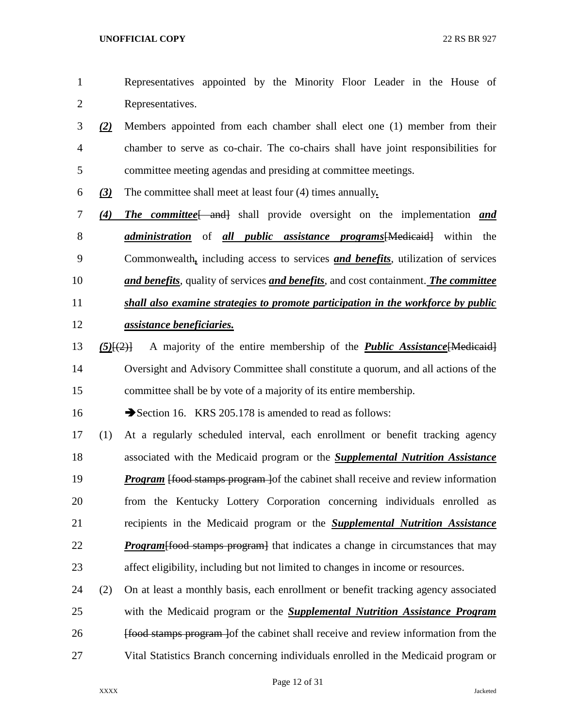Representatives appointed by the Minority Floor Leader in the House of Representatives.

***(2)*** Members appointed from each chamber shall elect one (1) member from their chamber to serve as co-chair. The co-chairs shall have joint responsibilities for committee meeting agendas and presiding at committee meetings.

***(3)*** The committee shall meet at least four (4) times annually***.***

***(4)*** ***The committee***[ and] shall provide oversight on the implementation ***and administration*** of ***all public assistance programs***[Medicaid] within the Commonwealth***,*** including access to services ***and benefits***, utilization of services ***and benefits***, quality of services ***and benefits***, and cost containment. ***The committee shall also examine strategies to promote participation in the workforce by public assistance beneficiaries.***

***(5)***[(2)] A majority of the entire membership of the ***Public Assistance***[Medicaid] Oversight and Advisory Committee shall constitute a quorum, and all actions of the committee shall be by vote of a majority of its entire membership.

➔Section 16. KRS 205.178 is amended to read as follows:

(1) At a regularly scheduled interval, each enrollment or benefit tracking agency associated with the Medicaid program or the ***Supplemental Nutrition Assistance Program*** [food stamps program ]of the cabinet shall receive and review information from the Kentucky Lottery Corporation concerning individuals enrolled as recipients in the Medicaid program or the ***Supplemental Nutrition Assistance Program***[food stamps program] that indicates a change in circumstances that may affect eligibility, including but not limited to changes in income or resources.

(2) On at least a monthly basis, each enrollment or benefit tracking agency associated with the Medicaid program or the ***Supplemental Nutrition Assistance Program*** [food stamps program ]of the cabinet shall receive and review information from the Vital Statistics Branch concerning individuals enrolled in the Medicaid program or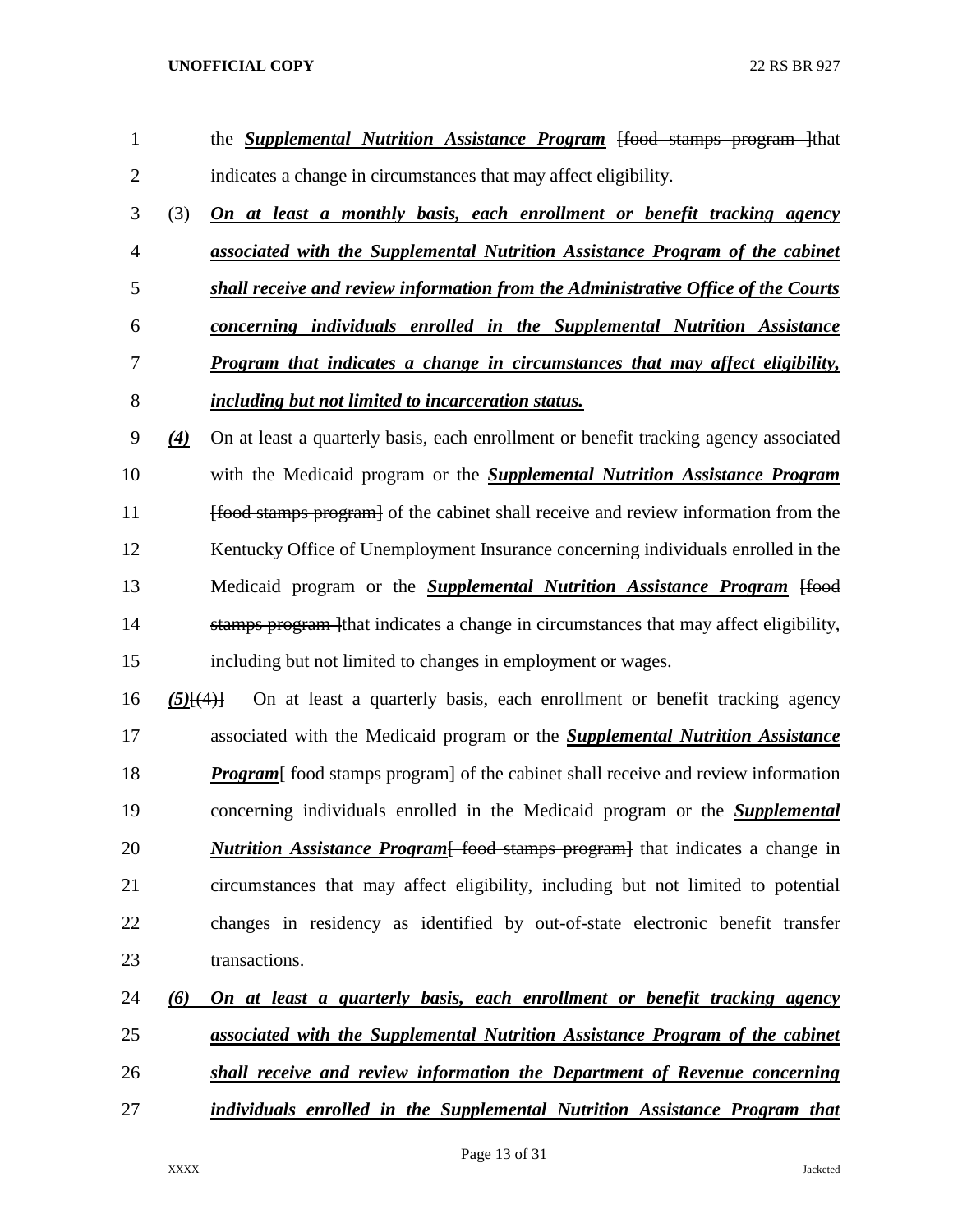the ***Supplemental Nutrition Assistance Program*** [~~food stamps program~~ ]that indicates a change in circumstances that may affect eligibility.

(3) ***On at least a monthly basis, each enrollment or benefit tracking agency associated with the Supplemental Nutrition Assistance Program of the cabinet shall receive and review information from the Administrative Office of the Courts concerning individuals enrolled in the Supplemental Nutrition Assistance Program that indicates a change in circumstances that may affect eligibility, including but not limited to incarceration status.***

***(4)*** On at least a quarterly basis, each enrollment or benefit tracking agency associated with the Medicaid program or the ***Supplemental Nutrition Assistance Program*** [~~food stamps program~~] of the cabinet shall receive and review information from the Kentucky Office of Unemployment Insurance concerning individuals enrolled in the Medicaid program or the ***Supplemental Nutrition Assistance Program*** [~~food stamps program~~ ]that indicates a change in circumstances that may affect eligibility, including but not limited to changes in employment or wages.

***(5)***[~~(4)~~] On at least a quarterly basis, each enrollment or benefit tracking agency associated with the Medicaid program or the ***Supplemental Nutrition Assistance Program***[~~ food stamps program~~] of the cabinet shall receive and review information concerning individuals enrolled in the Medicaid program or the ***Supplemental Nutrition Assistance Program***[~~ food stamps program~~] that indicates a change in circumstances that may affect eligibility, including but not limited to potential changes in residency as identified by out-of-state electronic benefit transfer transactions.

***(6) On at least a quarterly basis, each enrollment or benefit tracking agency associated with the Supplemental Nutrition Assistance Program of the cabinet shall receive and review information the Department of Revenue concerning individuals enrolled in the Supplemental Nutrition Assistance Program that***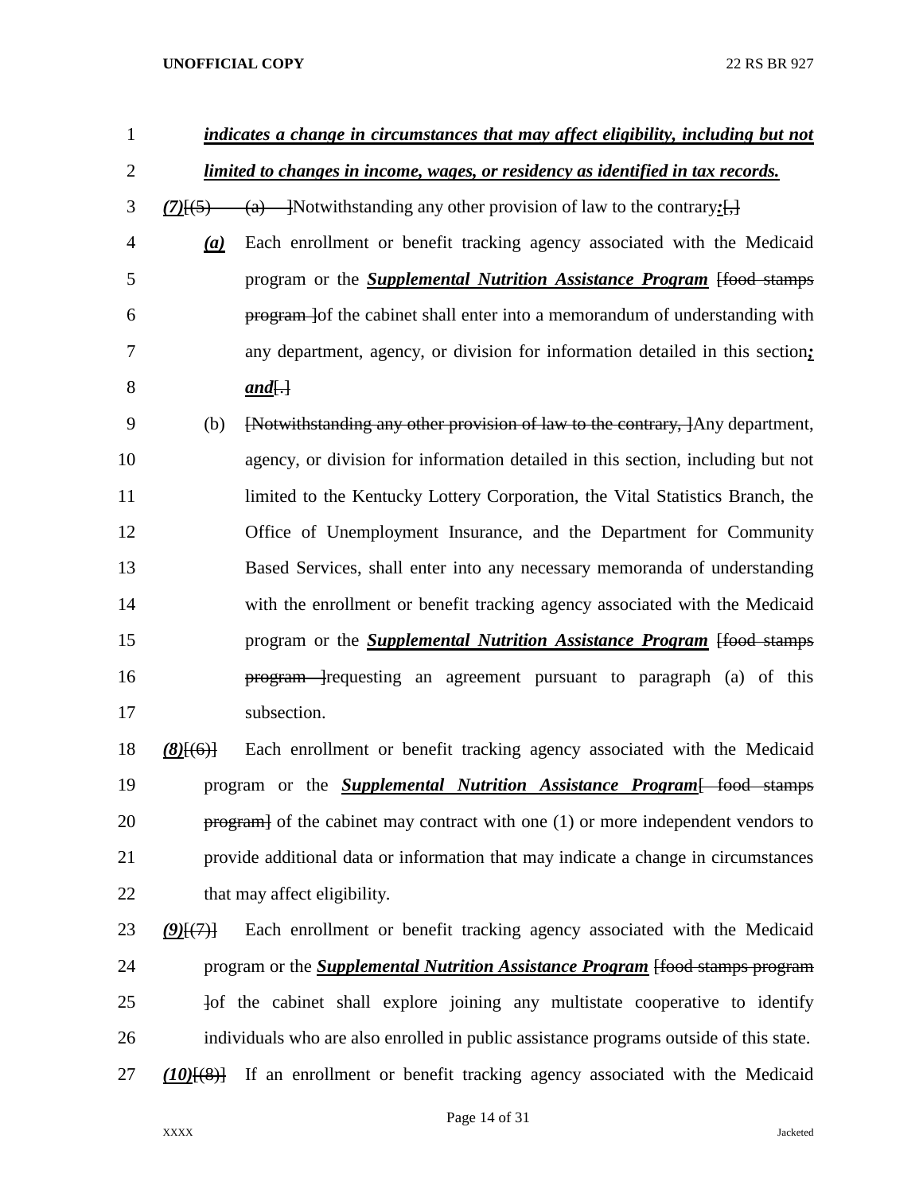***indicates a change in circumstances that may affect eligibility, including but not limited to changes in income, wages, or residency as identified in tax records.***

***(7)***~~[(5) (a) ]~~Notwithstanding any other provision of law to the contrary***:***~~[,]~~

***(a)*** Each enrollment or benefit tracking agency associated with the Medicaid program or the ***Supplemental Nutrition Assistance Program*** ~~[food stamps program ]~~of the cabinet shall enter into a memorandum of understanding with any department, agency, or division for information detailed in this section***; and***~~[.]~~

(b) ~~[Notwithstanding any other provision of law to the contrary, ]~~Any department, agency, or division for information detailed in this section, including but not limited to the Kentucky Lottery Corporation, the Vital Statistics Branch, the Office of Unemployment Insurance, and the Department for Community Based Services, shall enter into any necessary memoranda of understanding with the enrollment or benefit tracking agency associated with the Medicaid program or the ***Supplemental Nutrition Assistance Program*** ~~[food stamps program ]~~requesting an agreement pursuant to paragraph (a) of this subsection.

***(8)***~~[(6)]~~ Each enrollment or benefit tracking agency associated with the Medicaid program or the ***Supplemental Nutrition Assistance Program***~~[ food stamps program]~~ of the cabinet may contract with one (1) or more independent vendors to provide additional data or information that may indicate a change in circumstances that may affect eligibility.

***(9)***~~[(7)]~~ Each enrollment or benefit tracking agency associated with the Medicaid program or the ***Supplemental Nutrition Assistance Program*** ~~[food stamps program ]~~of the cabinet shall explore joining any multistate cooperative to identify individuals who are also enrolled in public assistance programs outside of this state.

***(10)***~~[(8)]~~ If an enrollment or benefit tracking agency associated with the Medicaid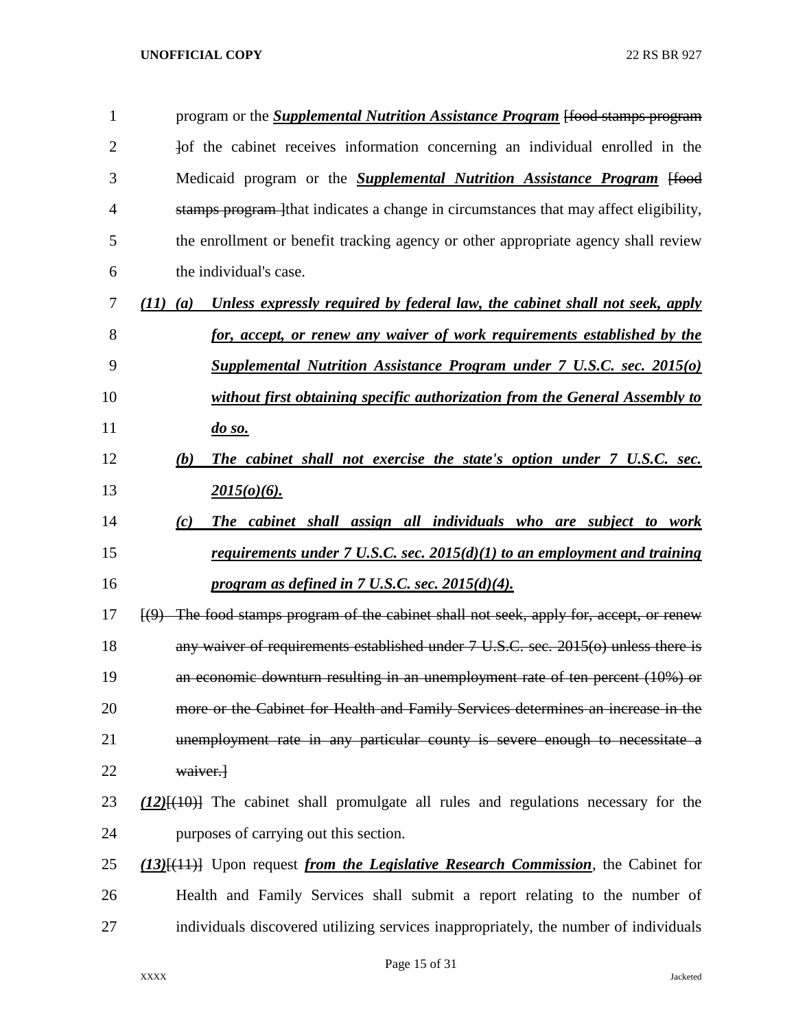program or the ***Supplemental Nutrition Assistance Program*** [~~food stamps program~~ ]of the cabinet receives information concerning an individual enrolled in the Medicaid program or the ***Supplemental Nutrition Assistance Program*** [~~food stamps program~~ ]that indicates a change in circumstances that may affect eligibility, the enrollment or benefit tracking agency or other appropriate agency shall review the individual's case.

***(11) (a) Unless expressly required by federal law, the cabinet shall not seek, apply for, accept, or renew any waiver of work requirements established by the Supplemental Nutrition Assistance Program under 7 U.S.C. sec. 2015(o) without first obtaining specific authorization from the General Assembly to do so.***

***(b) The cabinet shall not exercise the state's option under 7 U.S.C. sec. 2015(o)(6).***

***(c) The cabinet shall assign all individuals who are subject to work requirements under 7 U.S.C. sec. 2015(d)(1) to an employment and training program as defined in 7 U.S.C. sec. 2015(d)(4).***

[~~(9) The food stamps program of the cabinet shall not seek, apply for, accept, or renew any waiver of requirements established under 7 U.S.C. sec. 2015(o) unless there is an economic downturn resulting in an unemployment rate of ten percent (10%) or more or the Cabinet for Health and Family Services determines an increase in the unemployment rate in any particular county is severe enough to necessitate a waiver.~~]

***(12)***[~~(10)~~] The cabinet shall promulgate all rules and regulations necessary for the purposes of carrying out this section.

***(13)***[~~(11)~~] Upon request ***from the Legislative Research Commission***, the Cabinet for Health and Family Services shall submit a report relating to the number of individuals discovered utilizing services inappropriately, the number of individuals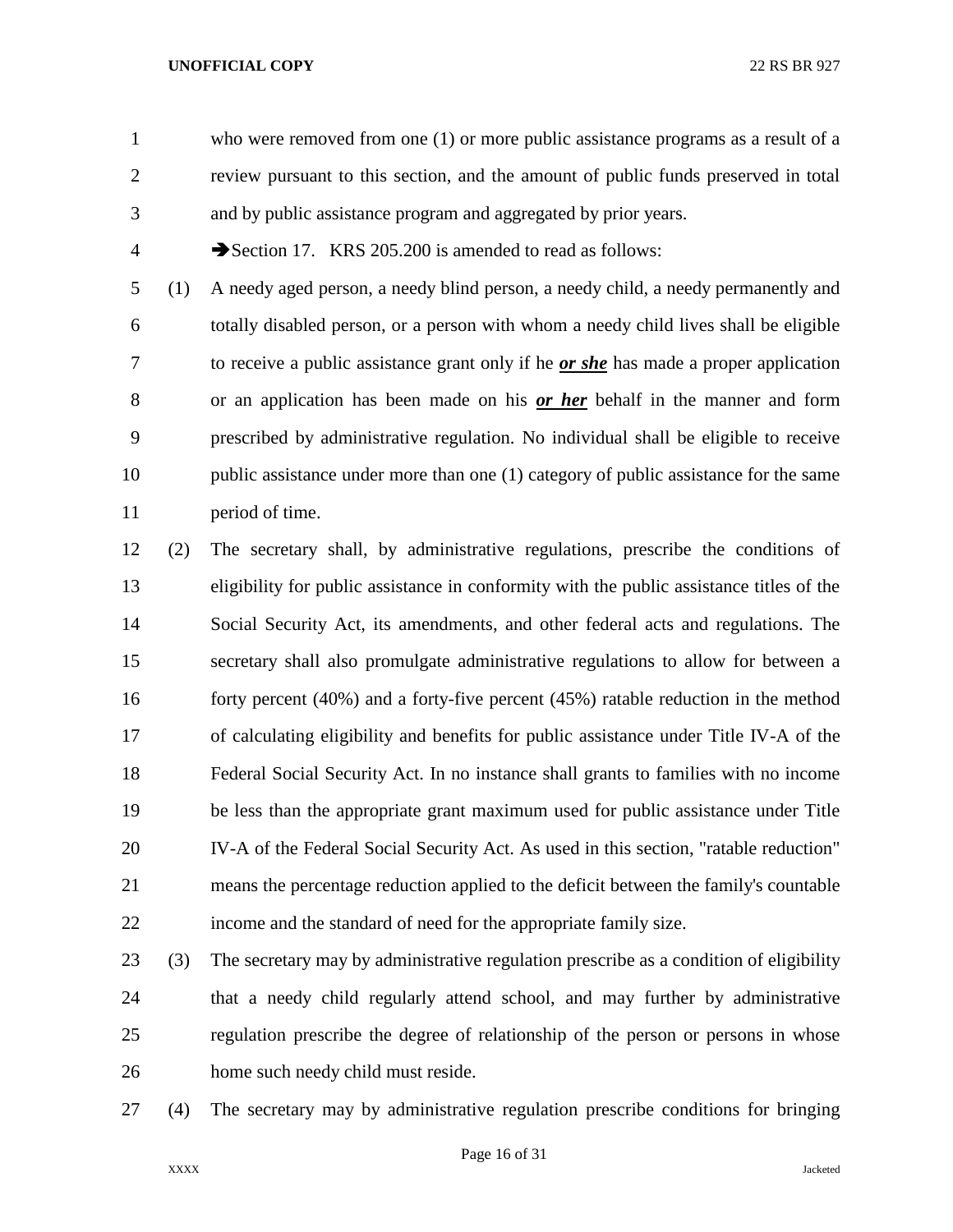who were removed from one (1) or more public assistance programs as a result of a review pursuant to this section, and the amount of public funds preserved in total and by public assistance program and aggregated by prior years.

➔Section 17. KRS 205.200 is amended to read as follows:

(1) A needy aged person, a needy blind person, a needy child, a needy permanently and totally disabled person, or a person with whom a needy child lives shall be eligible to receive a public assistance grant only if he ***or she*** has made a proper application or an application has been made on his ***or her*** behalf in the manner and form prescribed by administrative regulation. No individual shall be eligible to receive public assistance under more than one (1) category of public assistance for the same period of time.

(2) The secretary shall, by administrative regulations, prescribe the conditions of eligibility for public assistance in conformity with the public assistance titles of the Social Security Act, its amendments, and other federal acts and regulations. The secretary shall also promulgate administrative regulations to allow for between a forty percent (40%) and a forty-five percent (45%) ratable reduction in the method of calculating eligibility and benefits for public assistance under Title IV-A of the Federal Social Security Act. In no instance shall grants to families with no income be less than the appropriate grant maximum used for public assistance under Title IV-A of the Federal Social Security Act. As used in this section, "ratable reduction" means the percentage reduction applied to the deficit between the family's countable income and the standard of need for the appropriate family size.

(3) The secretary may by administrative regulation prescribe as a condition of eligibility that a needy child regularly attend school, and may further by administrative regulation prescribe the degree of relationship of the person or persons in whose home such needy child must reside.

(4) The secretary may by administrative regulation prescribe conditions for bringing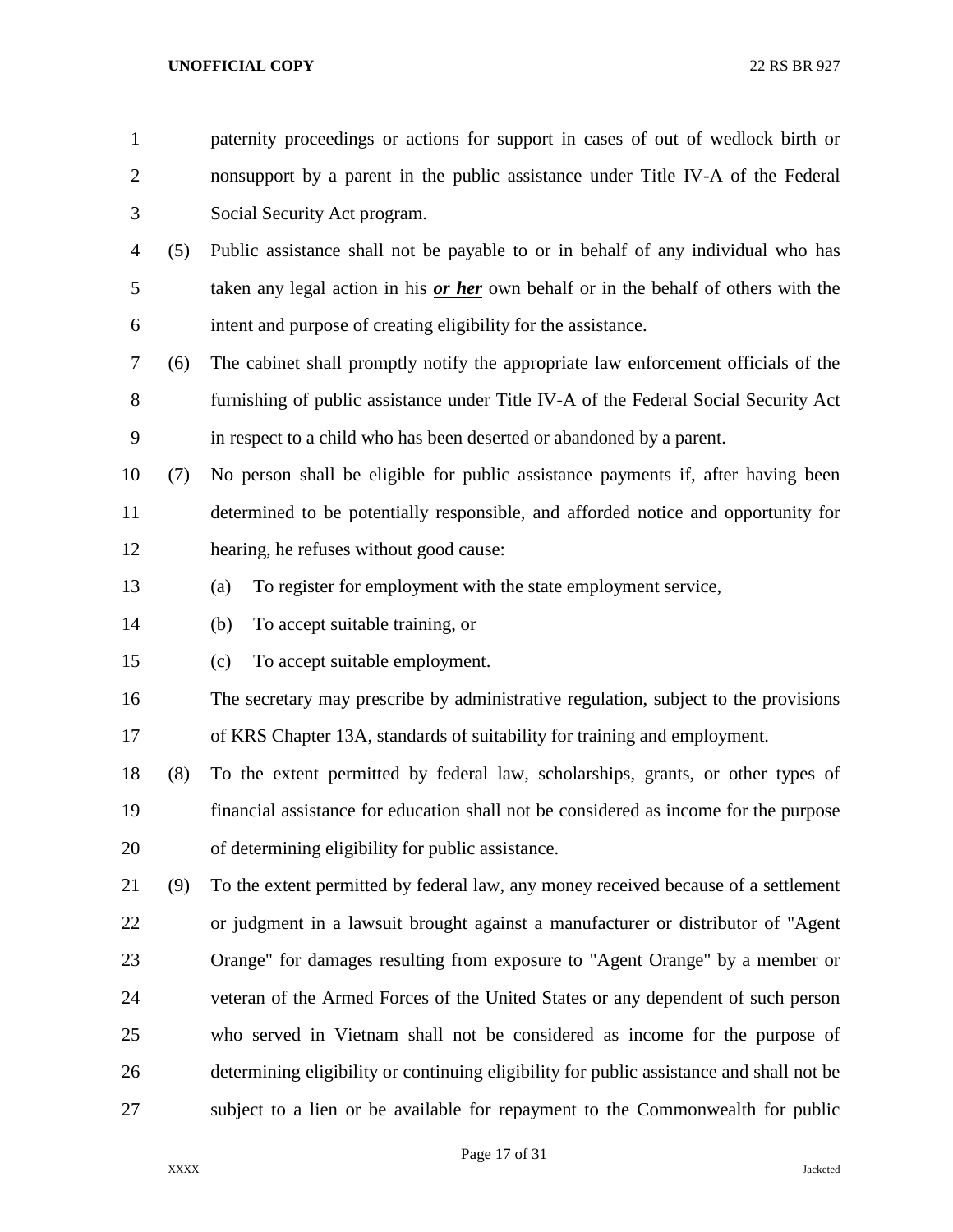paternity proceedings or actions for support in cases of out of wedlock birth or nonsupport by a parent in the public assistance under Title IV-A of the Federal Social Security Act program.

(5) Public assistance shall not be payable to or in behalf of any individual who has taken any legal action in his ***or her*** own behalf or in the behalf of others with the intent and purpose of creating eligibility for the assistance.

(6) The cabinet shall promptly notify the appropriate law enforcement officials of the furnishing of public assistance under Title IV-A of the Federal Social Security Act in respect to a child who has been deserted or abandoned by a parent.

(7) No person shall be eligible for public assistance payments if, after having been determined to be potentially responsible, and afforded notice and opportunity for hearing, he refuses without good cause:

(a) To register for employment with the state employment service,

(b) To accept suitable training, or

(c) To accept suitable employment.

The secretary may prescribe by administrative regulation, subject to the provisions of KRS Chapter 13A, standards of suitability for training and employment.

(8) To the extent permitted by federal law, scholarships, grants, or other types of financial assistance for education shall not be considered as income for the purpose of determining eligibility for public assistance.

(9) To the extent permitted by federal law, any money received because of a settlement or judgment in a lawsuit brought against a manufacturer or distributor of "Agent Orange" for damages resulting from exposure to "Agent Orange" by a member or veteran of the Armed Forces of the United States or any dependent of such person who served in Vietnam shall not be considered as income for the purpose of determining eligibility or continuing eligibility for public assistance and shall not be subject to a lien or be available for repayment to the Commonwealth for public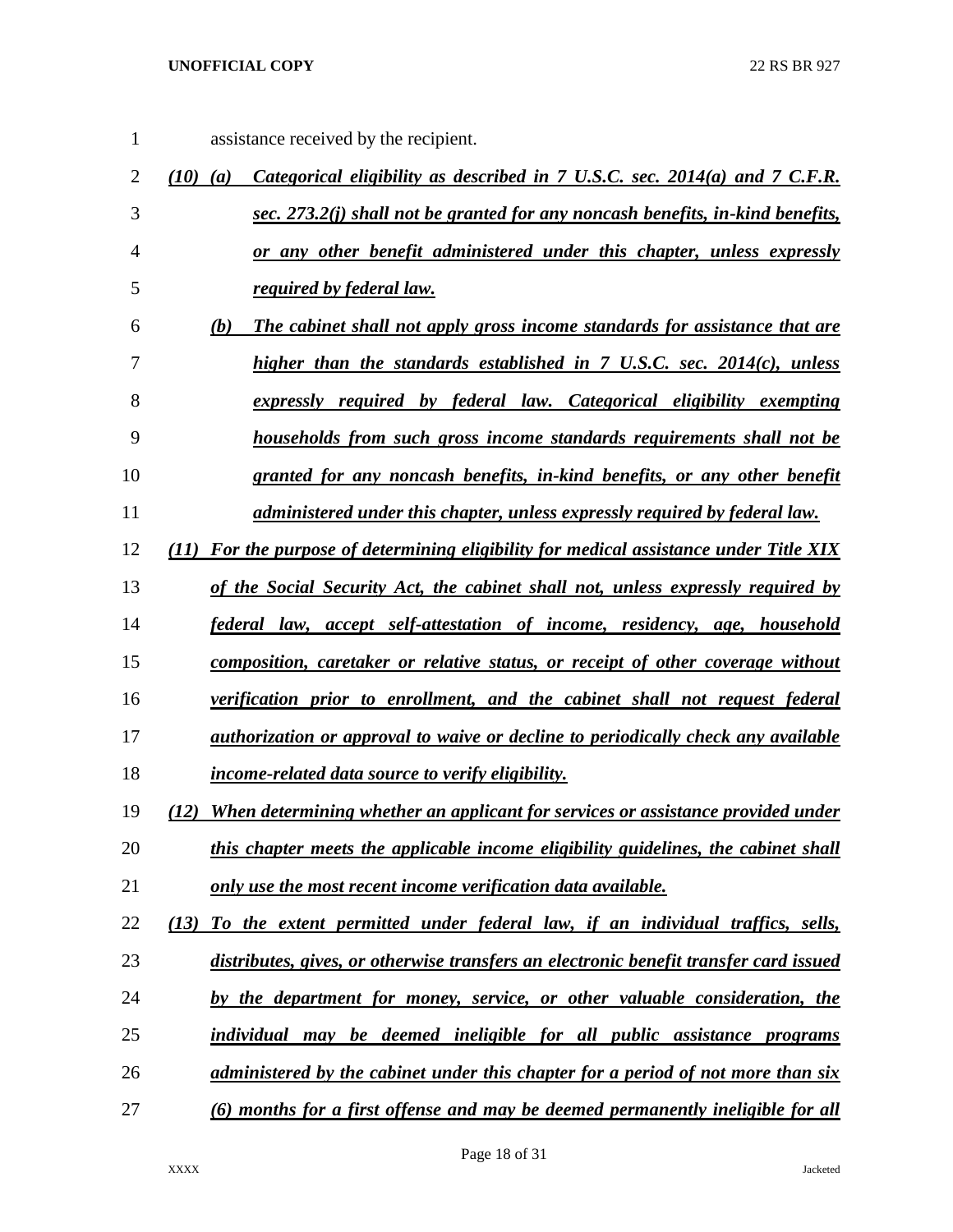assistance received by the recipient.

***(10) (a) Categorical eligibility as described in 7 U.S.C. sec. 2014(a) and 7 C.F.R. sec. 273.2(j) shall not be granted for any noncash benefits, in-kind benefits, or any other benefit administered under this chapter, unless expressly required by federal law.***

***(b) The cabinet shall not apply gross income standards for assistance that are higher than the standards established in 7 U.S.C. sec. 2014(c), unless expressly required by federal law. Categorical eligibility exempting households from such gross income standards requirements shall not be granted for any noncash benefits, in-kind benefits, or any other benefit administered under this chapter, unless expressly required by federal law.***

***(11) For the purpose of determining eligibility for medical assistance under Title XIX of the Social Security Act, the cabinet shall not, unless expressly required by federal law, accept self-attestation of income, residency, age, household composition, caretaker or relative status, or receipt of other coverage without verification prior to enrollment, and the cabinet shall not request federal authorization or approval to waive or decline to periodically check any available income-related data source to verify eligibility.***

***(12) When determining whether an applicant for services or assistance provided under this chapter meets the applicable income eligibility guidelines, the cabinet shall only use the most recent income verification data available.***

***(13) To the extent permitted under federal law, if an individual traffics, sells, distributes, gives, or otherwise transfers an electronic benefit transfer card issued by the department for money, service, or other valuable consideration, the individual may be deemed ineligible for all public assistance programs administered by the cabinet under this chapter for a period of not more than six (6) months for a first offense and may be deemed permanently ineligible for all***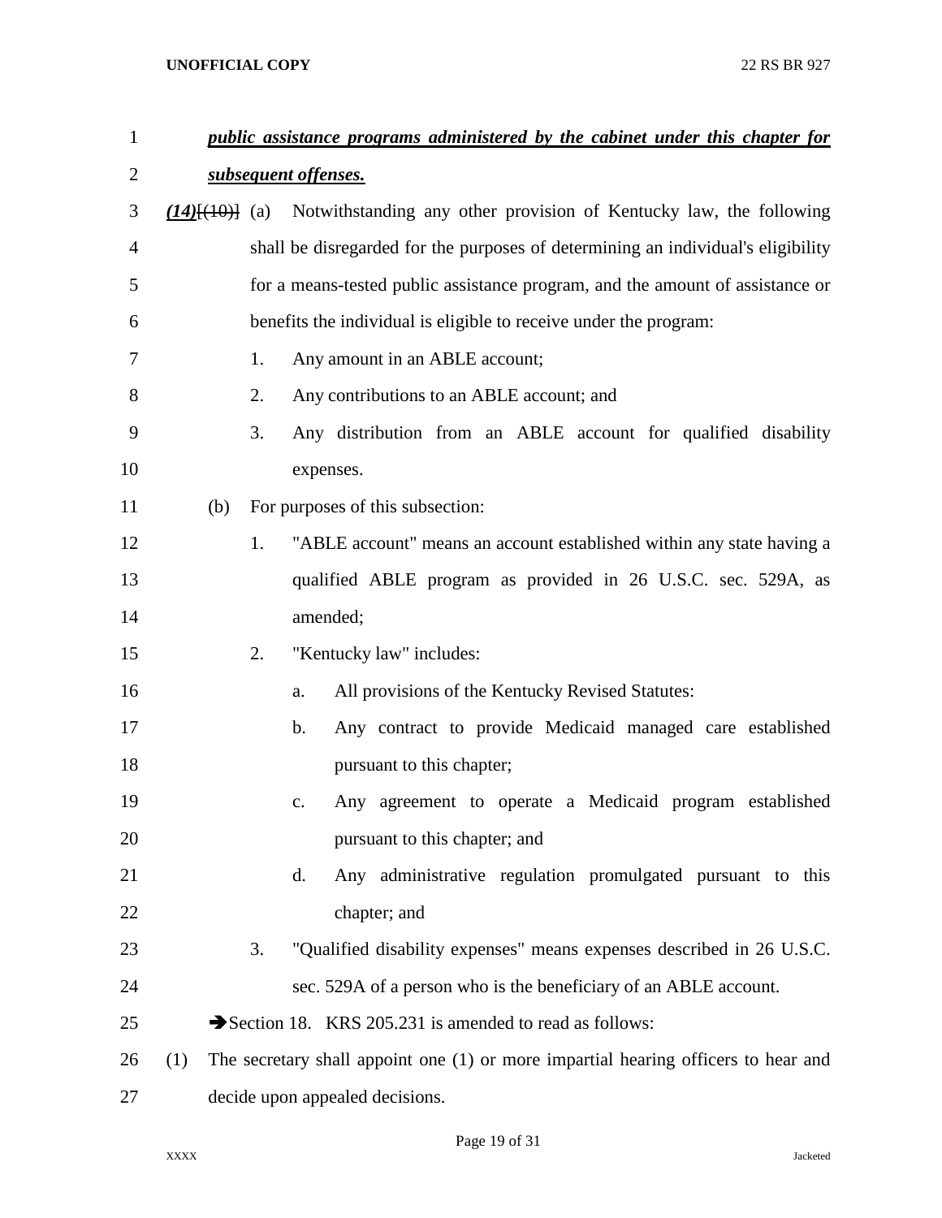***public assistance programs administered by the cabinet under this chapter for subsequent offenses.***

***(14)***~~[(10)]~~ (a) Notwithstanding any other provision of Kentucky law, the following shall be disregarded for the purposes of determining an individual's eligibility for a means-tested public assistance program, and the amount of assistance or benefits the individual is eligible to receive under the program:

1. Any amount in an ABLE account;
2. Any contributions to an ABLE account; and
3. Any distribution from an ABLE account for qualified disability expenses.

(b) For purposes of this subsection:

1. "ABLE account" means an account established within any state having a qualified ABLE program as provided in 26 U.S.C. sec. 529A, as amended;
2. "Kentucky law" includes:
   a. All provisions of the Kentucky Revised Statutes:
   b. Any contract to provide Medicaid managed care established pursuant to this chapter;
   c. Any agreement to operate a Medicaid program established pursuant to this chapter; and
   d. Any administrative regulation promulgated pursuant to this chapter; and
3. "Qualified disability expenses" means expenses described in 26 U.S.C. sec. 529A of a person who is the beneficiary of an ABLE account.

➔Section 18. KRS 205.231 is amended to read as follows:

(1) The secretary shall appoint one (1) or more impartial hearing officers to hear and decide upon appealed decisions.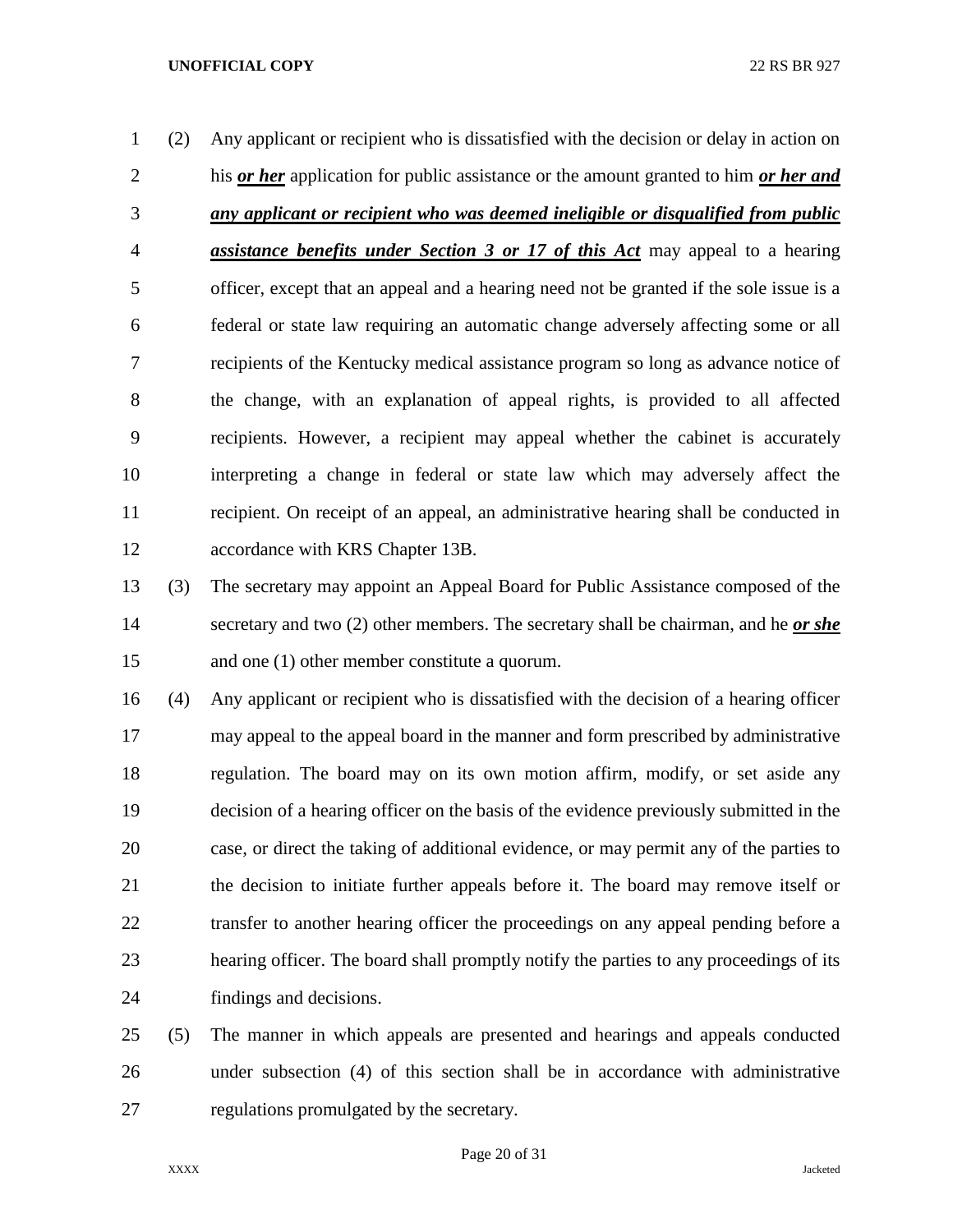(2) Any applicant or recipient who is dissatisfied with the decision or delay in action on his ***or her*** application for public assistance or the amount granted to him ***or her and any applicant or recipient who was deemed ineligible or disqualified from public assistance benefits under Section 3 or 17 of this Act*** may appeal to a hearing officer, except that an appeal and a hearing need not be granted if the sole issue is a federal or state law requiring an automatic change adversely affecting some or all recipients of the Kentucky medical assistance program so long as advance notice of the change, with an explanation of appeal rights, is provided to all affected recipients. However, a recipient may appeal whether the cabinet is accurately interpreting a change in federal or state law which may adversely affect the recipient. On receipt of an appeal, an administrative hearing shall be conducted in accordance with KRS Chapter 13B.

(3) The secretary may appoint an Appeal Board for Public Assistance composed of the secretary and two (2) other members. The secretary shall be chairman, and he ***or she*** and one (1) other member constitute a quorum.

(4) Any applicant or recipient who is dissatisfied with the decision of a hearing officer may appeal to the appeal board in the manner and form prescribed by administrative regulation. The board may on its own motion affirm, modify, or set aside any decision of a hearing officer on the basis of the evidence previously submitted in the case, or direct the taking of additional evidence, or may permit any of the parties to the decision to initiate further appeals before it. The board may remove itself or transfer to another hearing officer the proceedings on any appeal pending before a hearing officer. The board shall promptly notify the parties to any proceedings of its findings and decisions.

(5) The manner in which appeals are presented and hearings and appeals conducted under subsection (4) of this section shall be in accordance with administrative regulations promulgated by the secretary.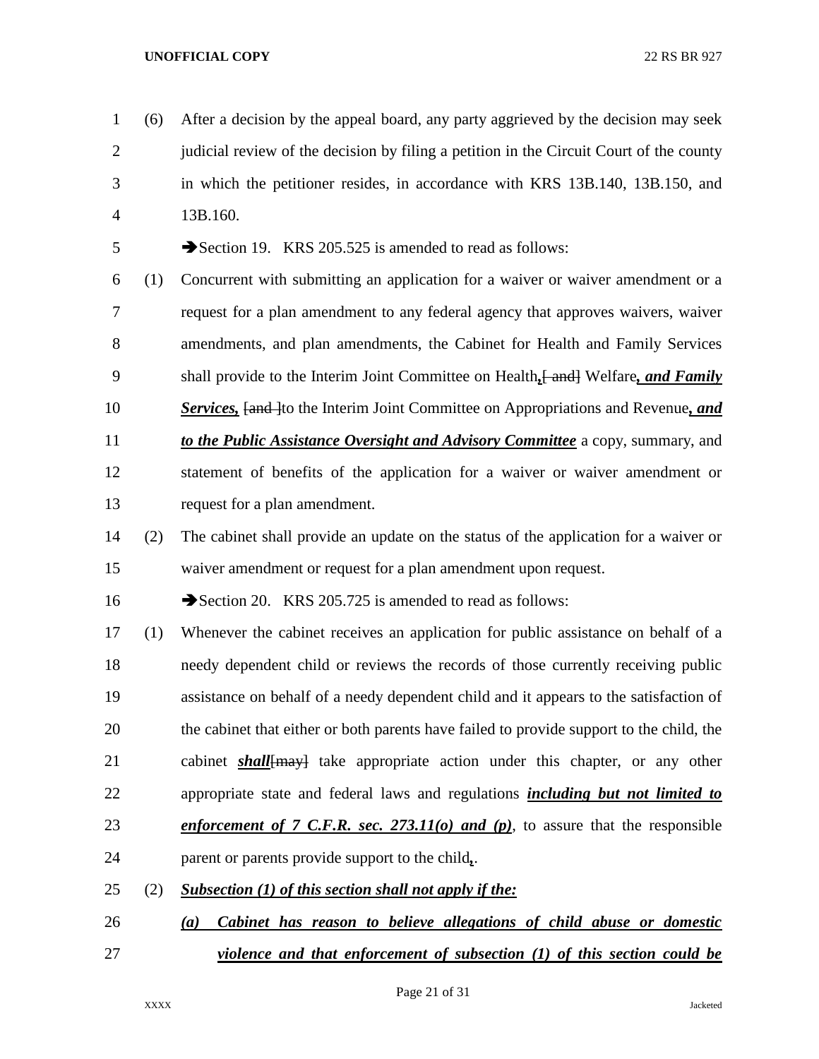(6) After a decision by the appeal board, any party aggrieved by the decision may seek judicial review of the decision by filing a petition in the Circuit Court of the county in which the petitioner resides, in accordance with KRS 13B.140, 13B.150, and 13B.160.

➔Section 19. KRS 205.525 is amended to read as follows:

(1) Concurrent with submitting an application for a waiver or waiver amendment or a request for a plan amendment to any federal agency that approves waivers, waiver amendments, and plan amendments, the Cabinet for Health and Family Services shall provide to the Interim Joint Committee on Health***,***~~[ and]~~ Welfare***, and Family Services,*** ~~[and ]~~to the Interim Joint Committee on Appropriations and Revenue***, and to the Public Assistance Oversight and Advisory Committee*** a copy, summary, and statement of benefits of the application for a waiver or waiver amendment or request for a plan amendment.

(2) The cabinet shall provide an update on the status of the application for a waiver or waiver amendment or request for a plan amendment upon request.

➔Section 20. KRS 205.725 is amended to read as follows:

(1) Whenever the cabinet receives an application for public assistance on behalf of a needy dependent child or reviews the records of those currently receiving public assistance on behalf of a needy dependent child and it appears to the satisfaction of the cabinet that either or both parents have failed to provide support to the child, the cabinet ***shall***~~[may]~~ take appropriate action under this chapter, or any other appropriate state and federal laws and regulations ***including but not limited to enforcement of 7 C.F.R. sec. 273.11(o) and (p)***, to assure that the responsible parent or parents provide support to the child***,***.

(2) ***Subsection (1) of this section shall not apply if the:***

***(a) Cabinet has reason to believe allegations of child abuse or domestic violence and that enforcement of subsection (1) of this section could be***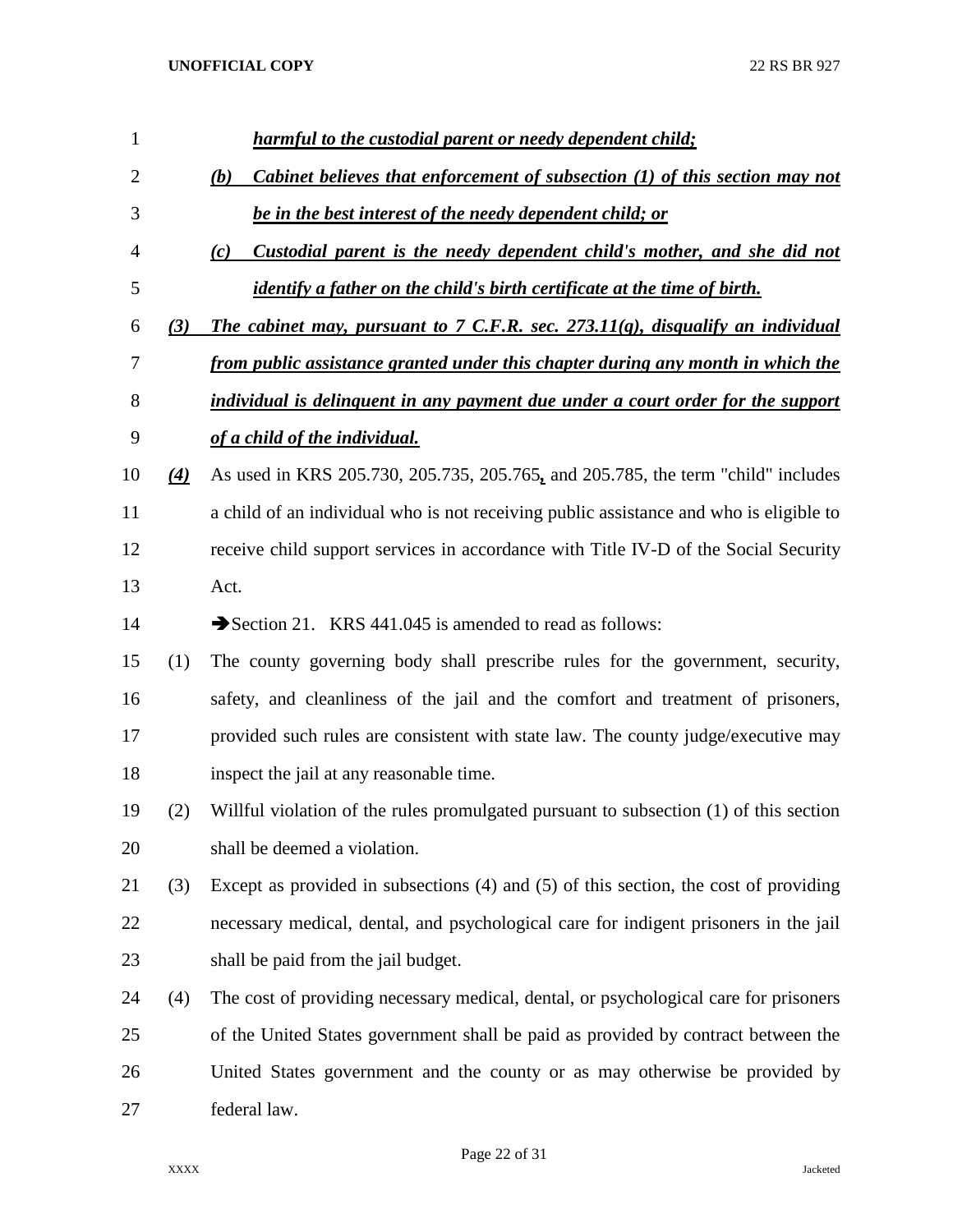*harmful to the custodial parent or needy dependent child;*

*(b) Cabinet believes that enforcement of subsection (1) of this section may not be in the best interest of the needy dependent child; or*

*(c) Custodial parent is the needy dependent child's mother, and she did not identify a father on the child's birth certificate at the time of birth.*

*(3) The cabinet may, pursuant to 7 C.F.R. sec. 273.11(q), disqualify an individual from public assistance granted under this chapter during any month in which the individual is delinquent in any payment due under a court order for the support of a child of the individual.*

*(4)* As used in KRS 205.730, 205.735, 205.765*,* and 205.785, the term "child" includes a child of an individual who is not receiving public assistance and who is eligible to receive child support services in accordance with Title IV-D of the Social Security Act.

➔Section 21. KRS 441.045 is amended to read as follows:

(1) The county governing body shall prescribe rules for the government, security, safety, and cleanliness of the jail and the comfort and treatment of prisoners, provided such rules are consistent with state law. The county judge/executive may inspect the jail at any reasonable time.

(2) Willful violation of the rules promulgated pursuant to subsection (1) of this section shall be deemed a violation.

(3) Except as provided in subsections (4) and (5) of this section, the cost of providing necessary medical, dental, and psychological care for indigent prisoners in the jail shall be paid from the jail budget.

(4) The cost of providing necessary medical, dental, or psychological care for prisoners of the United States government shall be paid as provided by contract between the United States government and the county or as may otherwise be provided by federal law.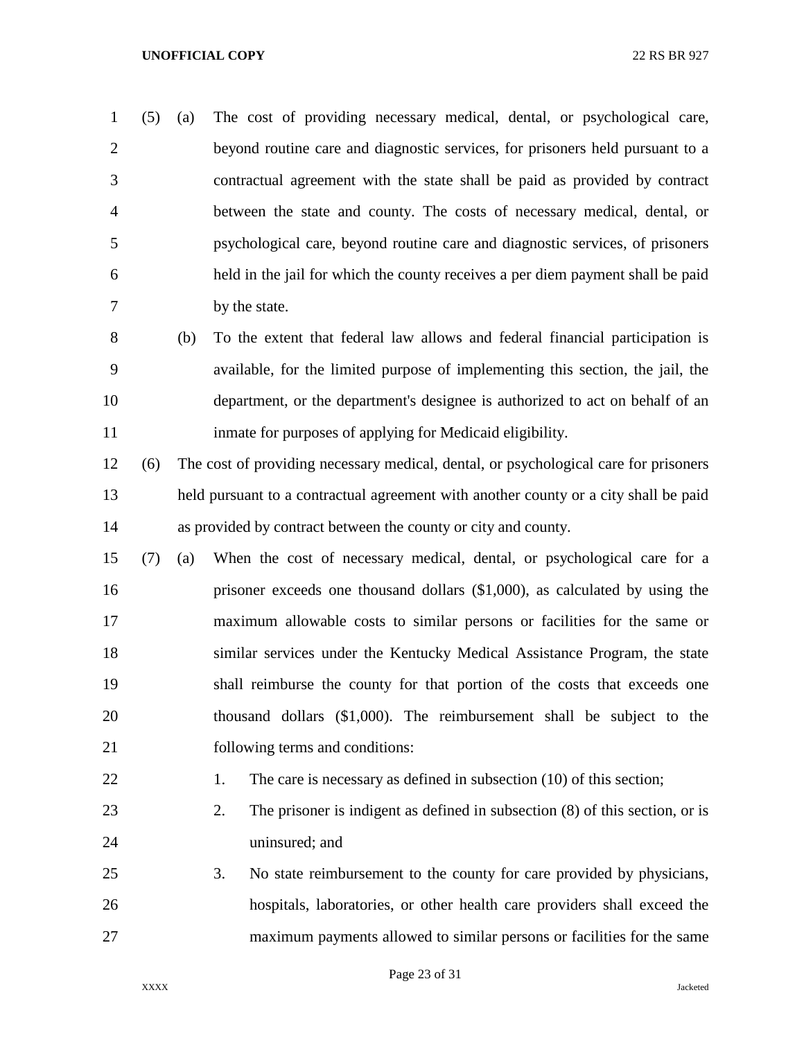(5) (a) The cost of providing necessary medical, dental, or psychological care, beyond routine care and diagnostic services, for prisoners held pursuant to a contractual agreement with the state shall be paid as provided by contract between the state and county. The costs of necessary medical, dental, or psychological care, beyond routine care and diagnostic services, of prisoners held in the jail for which the county receives a per diem payment shall be paid by the state.

(b) To the extent that federal law allows and federal financial participation is available, for the limited purpose of implementing this section, the jail, the department, or the department's designee is authorized to act on behalf of an inmate for purposes of applying for Medicaid eligibility.

(6) The cost of providing necessary medical, dental, or psychological care for prisoners held pursuant to a contractual agreement with another county or a city shall be paid as provided by contract between the county or city and county.

(7) (a) When the cost of necessary medical, dental, or psychological care for a prisoner exceeds one thousand dollars ($1,000), as calculated by using the maximum allowable costs to similar persons or facilities for the same or similar services under the Kentucky Medical Assistance Program, the state shall reimburse the county for that portion of the costs that exceeds one thousand dollars ($1,000). The reimbursement shall be subject to the following terms and conditions:

1. The care is necessary as defined in subsection (10) of this section;
2. The prisoner is indigent as defined in subsection (8) of this section, or is uninsured; and
3. No state reimbursement to the county for care provided by physicians, hospitals, laboratories, or other health care providers shall exceed the maximum payments allowed to similar persons or facilities for the same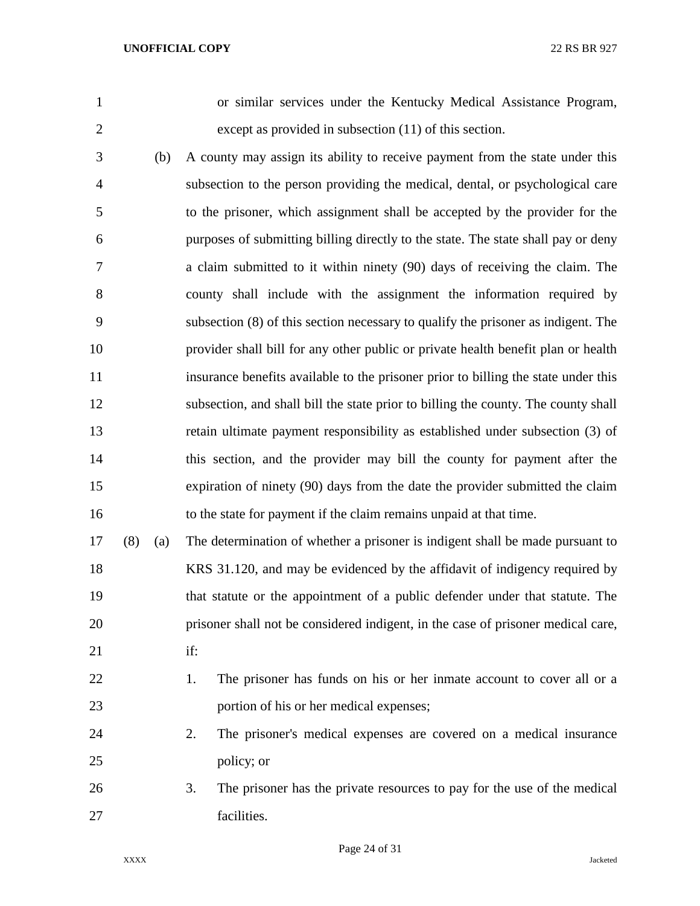or similar services under the Kentucky Medical Assistance Program, except as provided in subsection (11) of this section.

(b) A county may assign its ability to receive payment from the state under this subsection to the person providing the medical, dental, or psychological care to the prisoner, which assignment shall be accepted by the provider for the purposes of submitting billing directly to the state. The state shall pay or deny a claim submitted to it within ninety (90) days of receiving the claim. The county shall include with the assignment the information required by subsection (8) of this section necessary to qualify the prisoner as indigent. The provider shall bill for any other public or private health benefit plan or health insurance benefits available to the prisoner prior to billing the state under this subsection, and shall bill the state prior to billing the county. The county shall retain ultimate payment responsibility as established under subsection (3) of this section, and the provider may bill the county for payment after the expiration of ninety (90) days from the date the provider submitted the claim to the state for payment if the claim remains unpaid at that time.

(8) (a) The determination of whether a prisoner is indigent shall be made pursuant to KRS 31.120, and may be evidenced by the affidavit of indigency required by that statute or the appointment of a public defender under that statute. The prisoner shall not be considered indigent, in the case of prisoner medical care, if:

1. The prisoner has funds on his or her inmate account to cover all or a portion of his or her medical expenses;

2. The prisoner's medical expenses are covered on a medical insurance policy; or

3. The prisoner has the private resources to pay for the use of the medical facilities.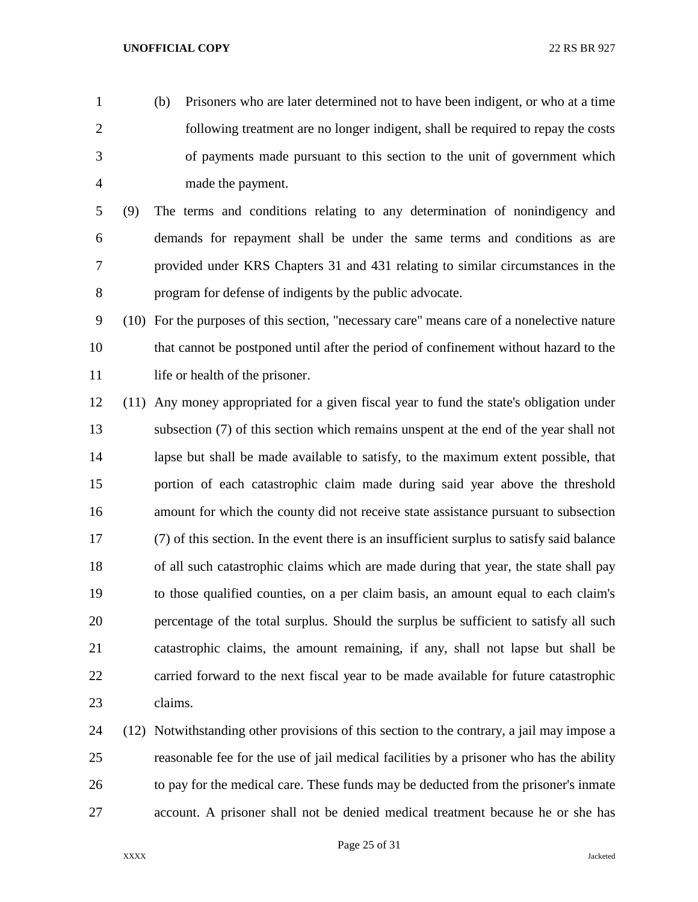(b) Prisoners who are later determined not to have been indigent, or who at a time following treatment are no longer indigent, shall be required to repay the costs of payments made pursuant to this section to the unit of government which made the payment.

(9) The terms and conditions relating to any determination of nonindigency and demands for repayment shall be under the same terms and conditions as are provided under KRS Chapters 31 and 431 relating to similar circumstances in the program for defense of indigents by the public advocate.

(10) For the purposes of this section, "necessary care" means care of a nonelective nature that cannot be postponed until after the period of confinement without hazard to the life or health of the prisoner.

(11) Any money appropriated for a given fiscal year to fund the state's obligation under subsection (7) of this section which remains unspent at the end of the year shall not lapse but shall be made available to satisfy, to the maximum extent possible, that portion of each catastrophic claim made during said year above the threshold amount for which the county did not receive state assistance pursuant to subsection (7) of this section. In the event there is an insufficient surplus to satisfy said balance of all such catastrophic claims which are made during that year, the state shall pay to those qualified counties, on a per claim basis, an amount equal to each claim's percentage of the total surplus. Should the surplus be sufficient to satisfy all such catastrophic claims, the amount remaining, if any, shall not lapse but shall be carried forward to the next fiscal year to be made available for future catastrophic claims.

(12) Notwithstanding other provisions of this section to the contrary, a jail may impose a reasonable fee for the use of jail medical facilities by a prisoner who has the ability to pay for the medical care. These funds may be deducted from the prisoner's inmate account. A prisoner shall not be denied medical treatment because he or she has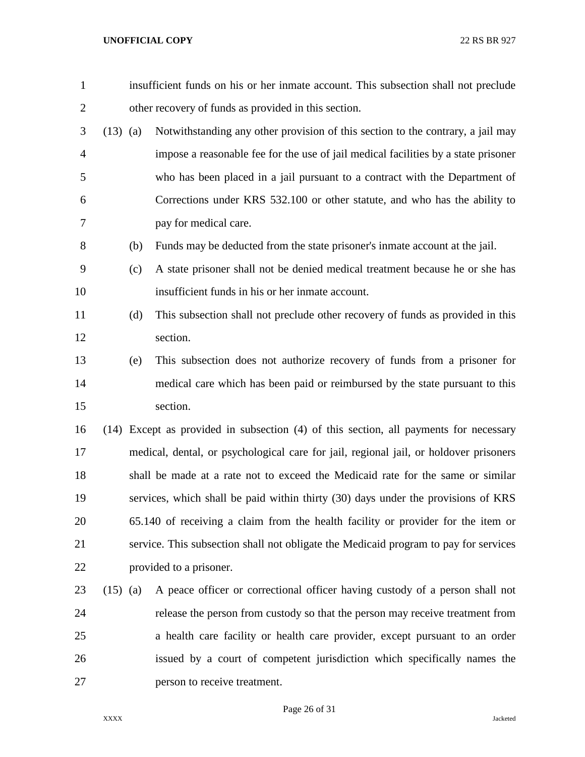insufficient funds on his or her inmate account. This subsection shall not preclude other recovery of funds as provided in this section.

(13) (a) Notwithstanding any other provision of this section to the contrary, a jail may impose a reasonable fee for the use of jail medical facilities by a state prisoner who has been placed in a jail pursuant to a contract with the Department of Corrections under KRS 532.100 or other statute, and who has the ability to pay for medical care.

(b) Funds may be deducted from the state prisoner's inmate account at the jail.

(c) A state prisoner shall not be denied medical treatment because he or she has insufficient funds in his or her inmate account.

(d) This subsection shall not preclude other recovery of funds as provided in this section.

(e) This subsection does not authorize recovery of funds from a prisoner for medical care which has been paid or reimbursed by the state pursuant to this section.

(14) Except as provided in subsection (4) of this section, all payments for necessary medical, dental, or psychological care for jail, regional jail, or holdover prisoners shall be made at a rate not to exceed the Medicaid rate for the same or similar services, which shall be paid within thirty (30) days under the provisions of KRS 65.140 of receiving a claim from the health facility or provider for the item or service. This subsection shall not obligate the Medicaid program to pay for services provided to a prisoner.

(15) (a) A peace officer or correctional officer having custody of a person shall not release the person from custody so that the person may receive treatment from a health care facility or health care provider, except pursuant to an order issued by a court of competent jurisdiction which specifically names the person to receive treatment.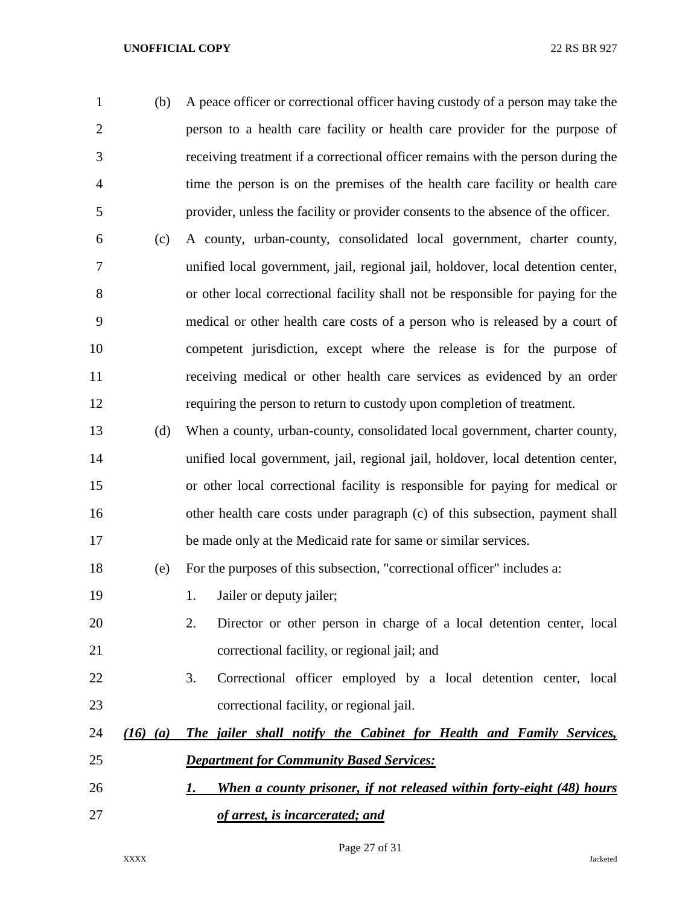(b) A peace officer or correctional officer having custody of a person may take the person to a health care facility or health care provider for the purpose of receiving treatment if a correctional officer remains with the person during the time the person is on the premises of the health care facility or health care provider, unless the facility or provider consents to the absence of the officer.

(c) A county, urban-county, consolidated local government, charter county, unified local government, jail, regional jail, holdover, local detention center, or other local correctional facility shall not be responsible for paying for the medical or other health care costs of a person who is released by a court of competent jurisdiction, except where the release is for the purpose of receiving medical or other health care services as evidenced by an order requiring the person to return to custody upon completion of treatment.

(d) When a county, urban-county, consolidated local government, charter county, unified local government, jail, regional jail, holdover, local detention center, or other local correctional facility is responsible for paying for medical or other health care costs under paragraph (c) of this subsection, payment shall be made only at the Medicaid rate for same or similar services.

(e) For the purposes of this subsection, "correctional officer" includes a:

1. Jailer or deputy jailer;
2. Director or other person in charge of a local detention center, local correctional facility, or regional jail; and
3. Correctional officer employed by a local detention center, local correctional facility, or regional jail.

***(16) (a) The jailer shall notify the Cabinet for Health and Family Services, Department for Community Based Services:***

***1. When a county prisoner, if not released within forty-eight (48) hours of arrest, is incarcerated; and***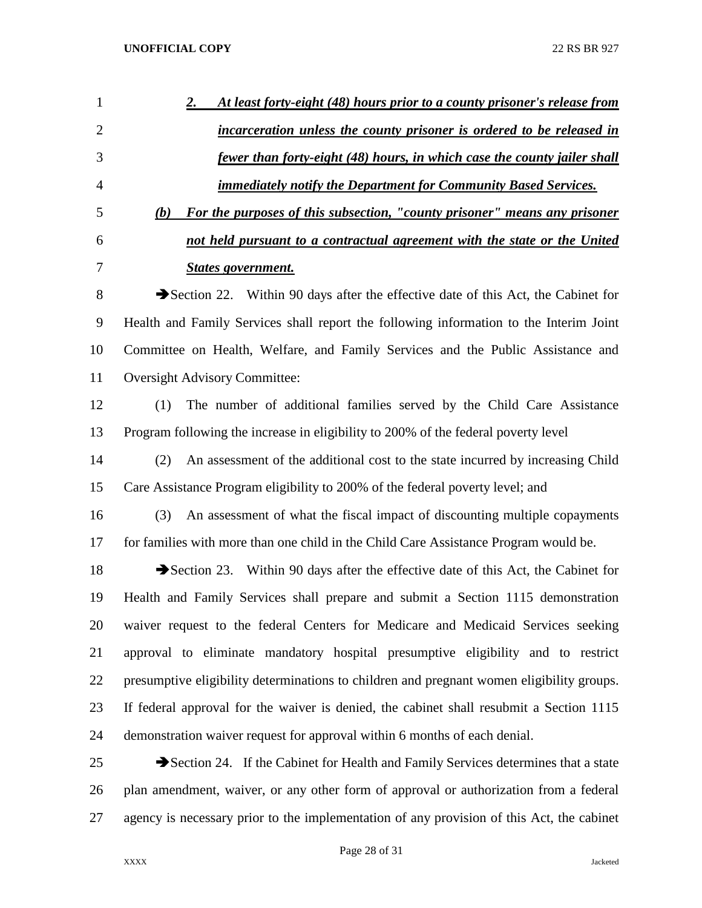***2. At least forty-eight (48) hours prior to a county prisoner's release from incarceration unless the county prisoner is ordered to be released in fewer than forty-eight (48) hours, in which case the county jailer shall immediately notify the Department for Community Based Services.***

***(b) For the purposes of this subsection, "county prisoner" means any prisoner not held pursuant to a contractual agreement with the state or the United States government.***

➔Section 22. Within 90 days after the effective date of this Act, the Cabinet for Health and Family Services shall report the following information to the Interim Joint Committee on Health, Welfare, and Family Services and the Public Assistance and Oversight Advisory Committee:

(1) The number of additional families served by the Child Care Assistance Program following the increase in eligibility to 200% of the federal poverty level

(2) An assessment of the additional cost to the state incurred by increasing Child Care Assistance Program eligibility to 200% of the federal poverty level; and

(3) An assessment of what the fiscal impact of discounting multiple copayments for families with more than one child in the Child Care Assistance Program would be.

➔Section 23. Within 90 days after the effective date of this Act, the Cabinet for Health and Family Services shall prepare and submit a Section 1115 demonstration waiver request to the federal Centers for Medicare and Medicaid Services seeking approval to eliminate mandatory hospital presumptive eligibility and to restrict presumptive eligibility determinations to children and pregnant women eligibility groups. If federal approval for the waiver is denied, the cabinet shall resubmit a Section 1115 demonstration waiver request for approval within 6 months of each denial.

➔Section 24. If the Cabinet for Health and Family Services determines that a state plan amendment, waiver, or any other form of approval or authorization from a federal agency is necessary prior to the implementation of any provision of this Act, the cabinet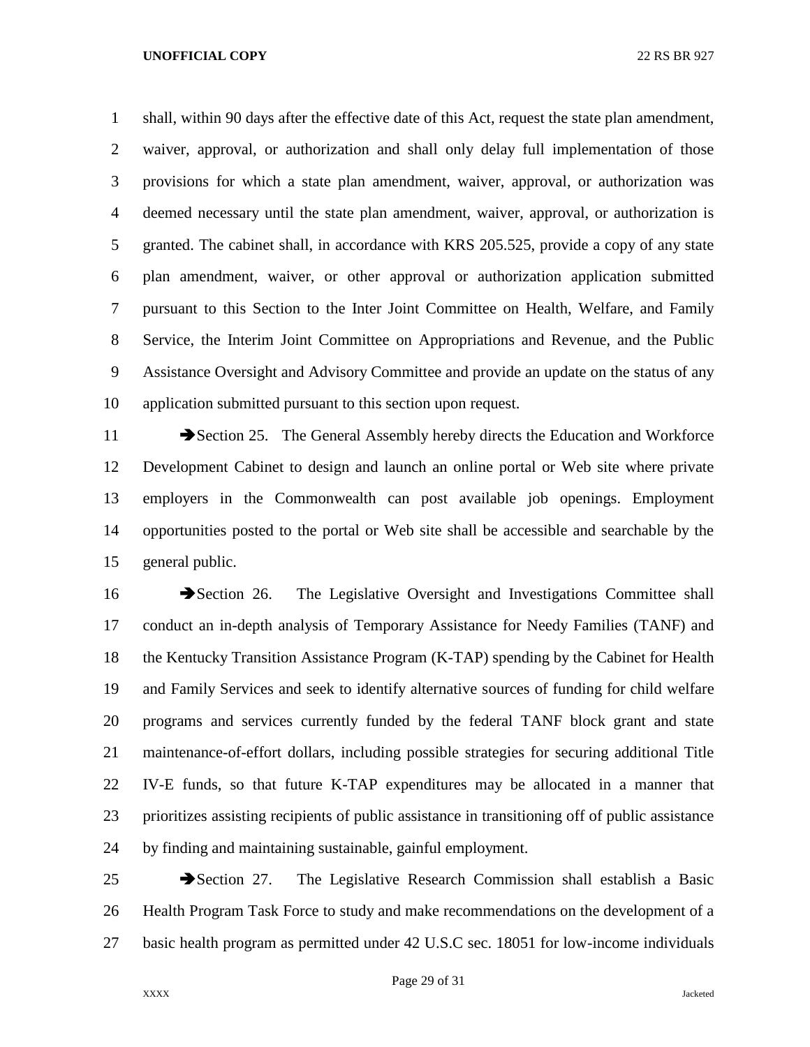shall, within 90 days after the effective date of this Act, request the state plan amendment, waiver, approval, or authorization and shall only delay full implementation of those provisions for which a state plan amendment, waiver, approval, or authorization was deemed necessary until the state plan amendment, waiver, approval, or authorization is granted. The cabinet shall, in accordance with KRS 205.525, provide a copy of any state plan amendment, waiver, or other approval or authorization application submitted pursuant to this Section to the Inter Joint Committee on Health, Welfare, and Family Service, the Interim Joint Committee on Appropriations and Revenue, and the Public Assistance Oversight and Advisory Committee and provide an update on the status of any application submitted pursuant to this section upon request.

➔Section 25. The General Assembly hereby directs the Education and Workforce Development Cabinet to design and launch an online portal or Web site where private employers in the Commonwealth can post available job openings. Employment opportunities posted to the portal or Web site shall be accessible and searchable by the general public.

➔Section 26. The Legislative Oversight and Investigations Committee shall conduct an in-depth analysis of Temporary Assistance for Needy Families (TANF) and the Kentucky Transition Assistance Program (K-TAP) spending by the Cabinet for Health and Family Services and seek to identify alternative sources of funding for child welfare programs and services currently funded by the federal TANF block grant and state maintenance-of-effort dollars, including possible strategies for securing additional Title IV-E funds, so that future K-TAP expenditures may be allocated in a manner that prioritizes assisting recipients of public assistance in transitioning off of public assistance by finding and maintaining sustainable, gainful employment.

➔Section 27. The Legislative Research Commission shall establish a Basic Health Program Task Force to study and make recommendations on the development of a basic health program as permitted under 42 U.S.C sec. 18051 for low-income individuals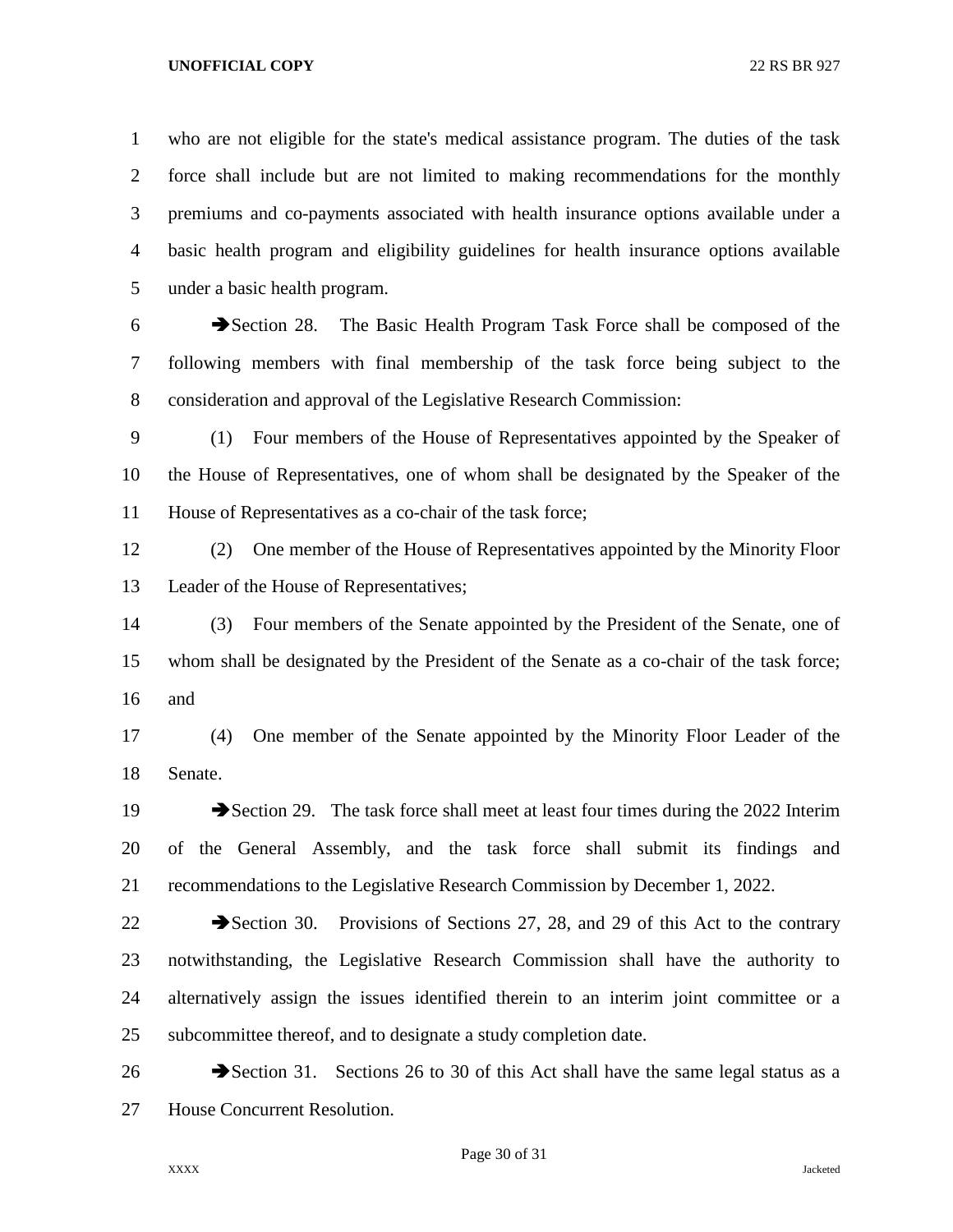who are not eligible for the state's medical assistance program. The duties of the task force shall include but are not limited to making recommendations for the monthly premiums and co-payments associated with health insurance options available under a basic health program and eligibility guidelines for health insurance options available under a basic health program.

➔Section 28. The Basic Health Program Task Force shall be composed of the following members with final membership of the task force being subject to the consideration and approval of the Legislative Research Commission:

(1) Four members of the House of Representatives appointed by the Speaker of the House of Representatives, one of whom shall be designated by the Speaker of the House of Representatives as a co-chair of the task force;

(2) One member of the House of Representatives appointed by the Minority Floor Leader of the House of Representatives;

(3) Four members of the Senate appointed by the President of the Senate, one of whom shall be designated by the President of the Senate as a co-chair of the task force; and

(4) One member of the Senate appointed by the Minority Floor Leader of the Senate.

➔Section 29. The task force shall meet at least four times during the 2022 Interim of the General Assembly, and the task force shall submit its findings and recommendations to the Legislative Research Commission by December 1, 2022.

➔Section 30. Provisions of Sections 27, 28, and 29 of this Act to the contrary notwithstanding, the Legislative Research Commission shall have the authority to alternatively assign the issues identified therein to an interim joint committee or a subcommittee thereof, and to designate a study completion date.

➔Section 31. Sections 26 to 30 of this Act shall have the same legal status as a House Concurrent Resolution.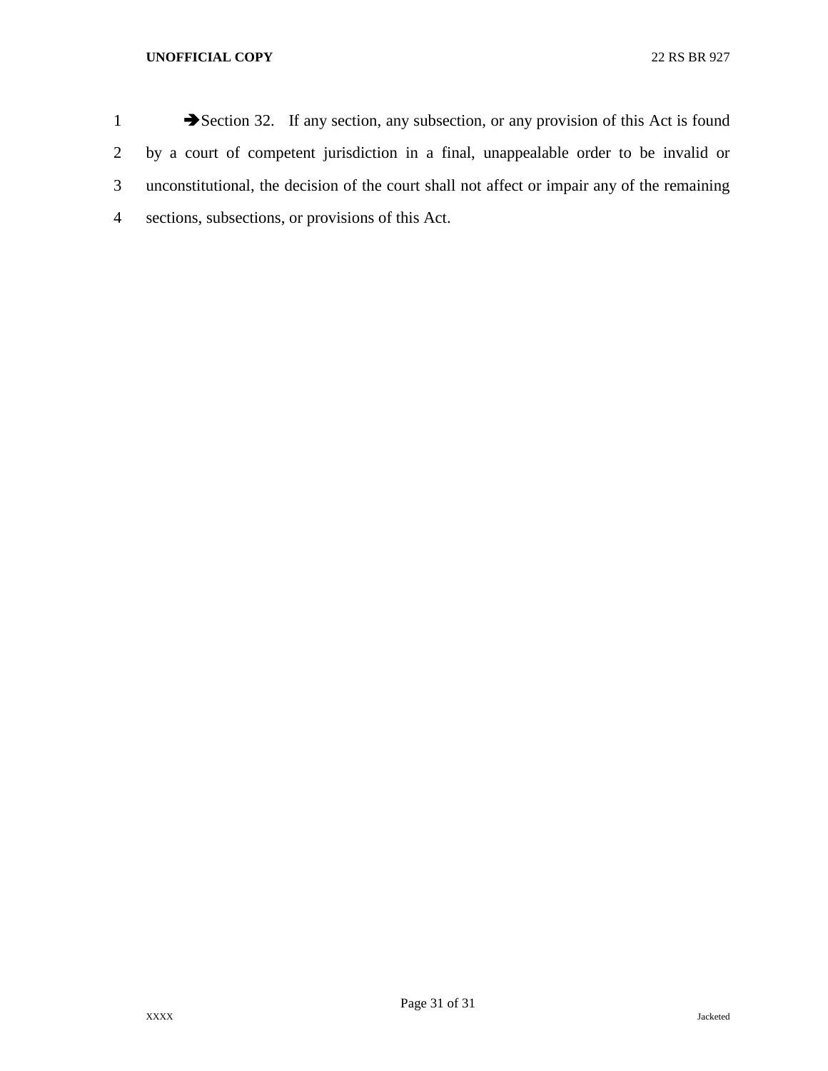➔Section 32. If any section, any subsection, or any provision of this Act is found by a court of competent jurisdiction in a final, unappealable order to be invalid or unconstitutional, the decision of the court shall not affect or impair any of the remaining sections, subsections, or provisions of this Act.